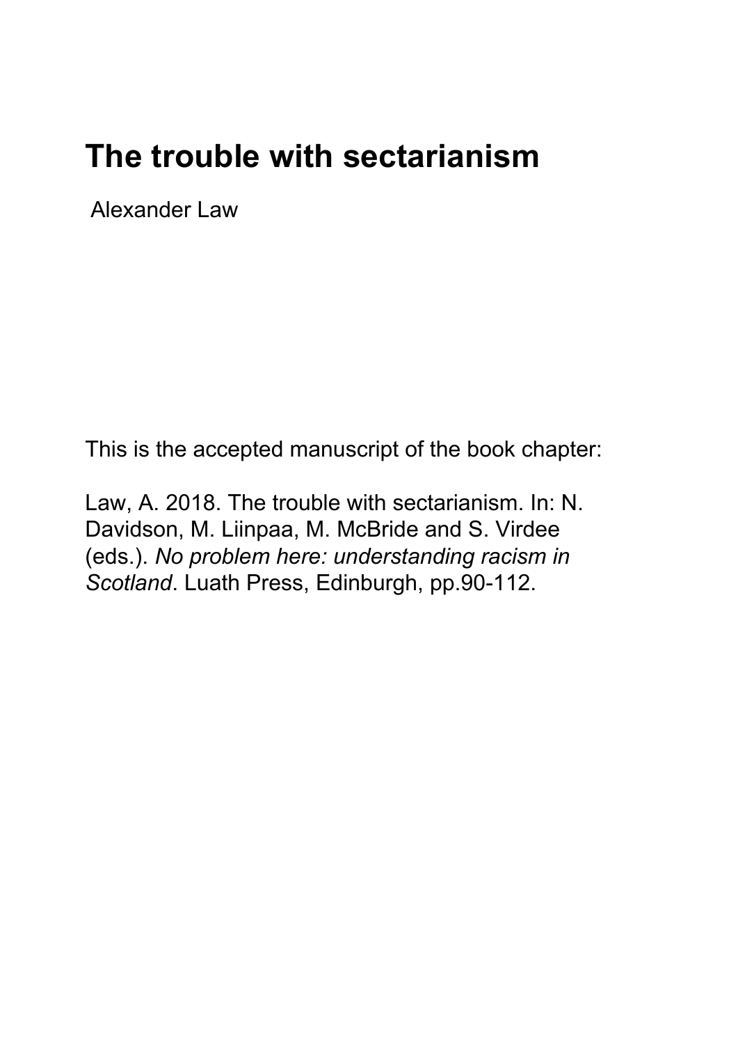# The trouble with sectarianism

Alexander Law

This is the accepted manuscript of the book chapter:

Law, A. 2018. The trouble with sectarianism. In: N. Davidson, M. Liinpaa, M. McBride and S. Virdee (eds.). *No problem here: understanding racism in Scotland*. Luath Press, Edinburgh, pp.90-112.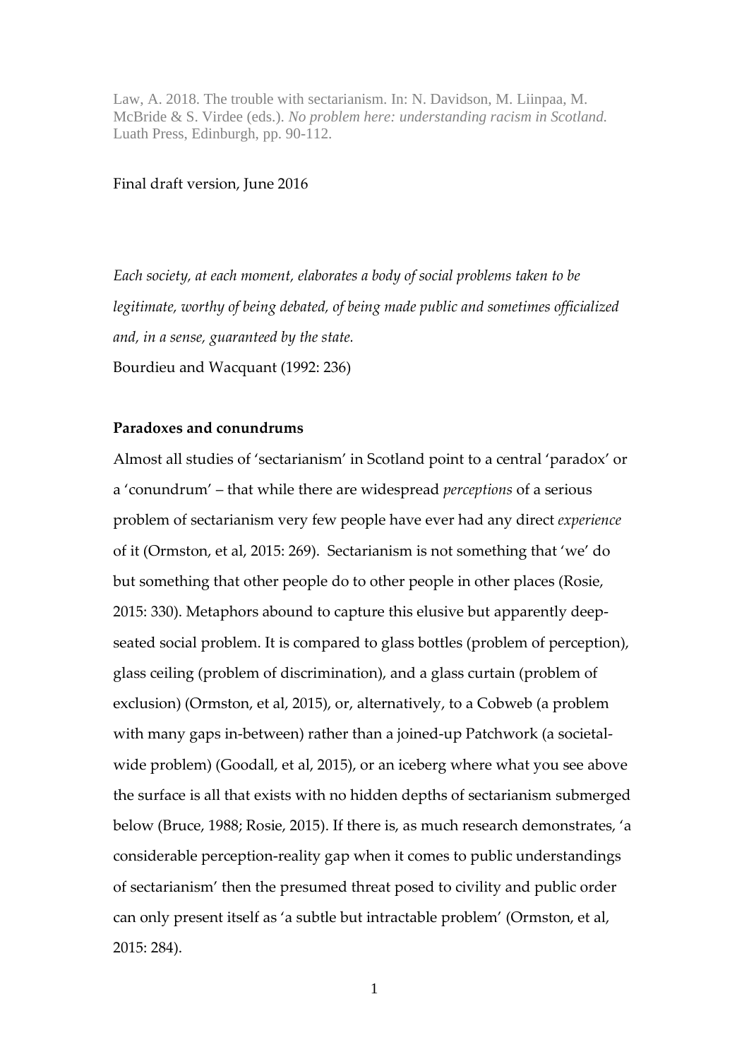Law, A. 2018. The trouble with sectarianism. In: N. Davidson, M. Liinpaa, M. McBride & S. Virdee (eds.). *No problem here: understanding racism in Scotland.* Luath Press, Edinburgh, pp. 90-112.

Final draft version, June 2016

*Each society, at each moment, elaborates a body of social problems taken to be legitimate, worthy of being debated, of being made public and sometimes officialized and, in a sense, guaranteed by the state.*
Bourdieu and Wacquant (1992: 236)

**Paradoxes and conundrums**

Almost all studies of 'sectarianism' in Scotland point to a central 'paradox' or a 'conundrum' – that while there are widespread *perceptions* of a serious problem of sectarianism very few people have ever had any direct *experience* of it (Ormston, et al, 2015: 269). Sectarianism is not something that 'we' do but something that other people do to other people in other places (Rosie, 2015: 330). Metaphors abound to capture this elusive but apparently deep-seated social problem. It is compared to glass bottles (problem of perception), glass ceiling (problem of discrimination), and a glass curtain (problem of exclusion) (Ormston, et al, 2015), or, alternatively, to a Cobweb (a problem with many gaps in-between) rather than a joined-up Patchwork (a societal-wide problem) (Goodall, et al, 2015), or an iceberg where what you see above the surface is all that exists with no hidden depths of sectarianism submerged below (Bruce, 1988; Rosie, 2015). If there is, as much research demonstrates, 'a considerable perception-reality gap when it comes to public understandings of sectarianism' then the presumed threat posed to civility and public order can only present itself as 'a subtle but intractable problem' (Ormston, et al, 2015: 284).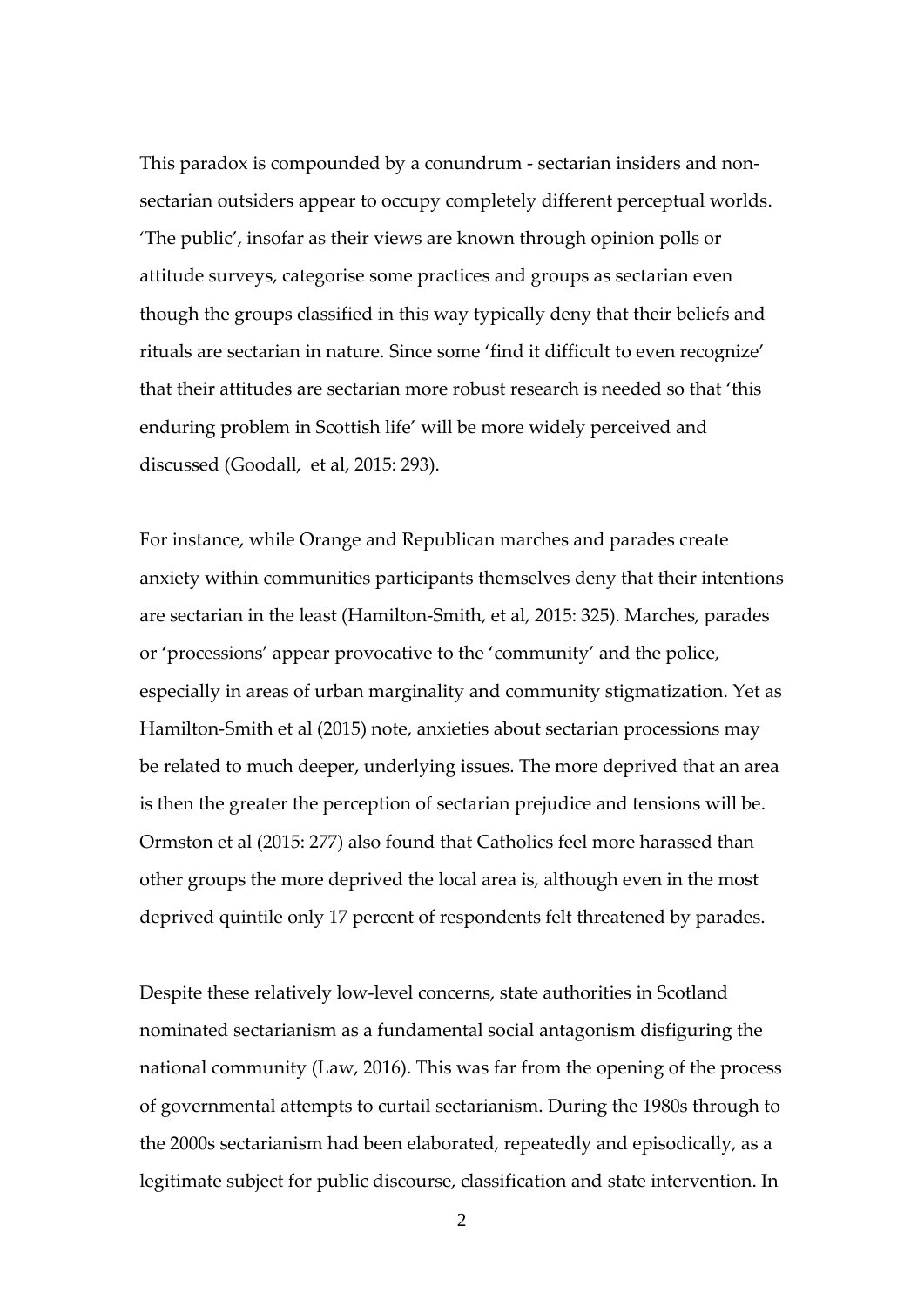This paradox is compounded by a conundrum - sectarian insiders and non-sectarian outsiders appear to occupy completely different perceptual worlds. 'The public', insofar as their views are known through opinion polls or attitude surveys, categorise some practices and groups as sectarian even though the groups classified in this way typically deny that their beliefs and rituals are sectarian in nature. Since some 'find it difficult to even recognize' that their attitudes are sectarian more robust research is needed so that 'this enduring problem in Scottish life' will be more widely perceived and discussed (Goodall,  et al, 2015: 293).

For instance, while Orange and Republican marches and parades create anxiety within communities participants themselves deny that their intentions are sectarian in the least (Hamilton-Smith, et al, 2015: 325). Marches, parades or 'processions' appear provocative to the 'community' and the police, especially in areas of urban marginality and community stigmatization. Yet as Hamilton-Smith et al (2015) note, anxieties about sectarian processions may be related to much deeper, underlying issues. The more deprived that an area is then the greater the perception of sectarian prejudice and tensions will be. Ormston et al (2015: 277) also found that Catholics feel more harassed than other groups the more deprived the local area is, although even in the most deprived quintile only 17 percent of respondents felt threatened by parades.

Despite these relatively low-level concerns, state authorities in Scotland nominated sectarianism as a fundamental social antagonism disfiguring the national community (Law, 2016). This was far from the opening of the process of governmental attempts to curtail sectarianism. During the 1980s through to the 2000s sectarianism had been elaborated, repeatedly and episodically, as a legitimate subject for public discourse, classification and state intervention. In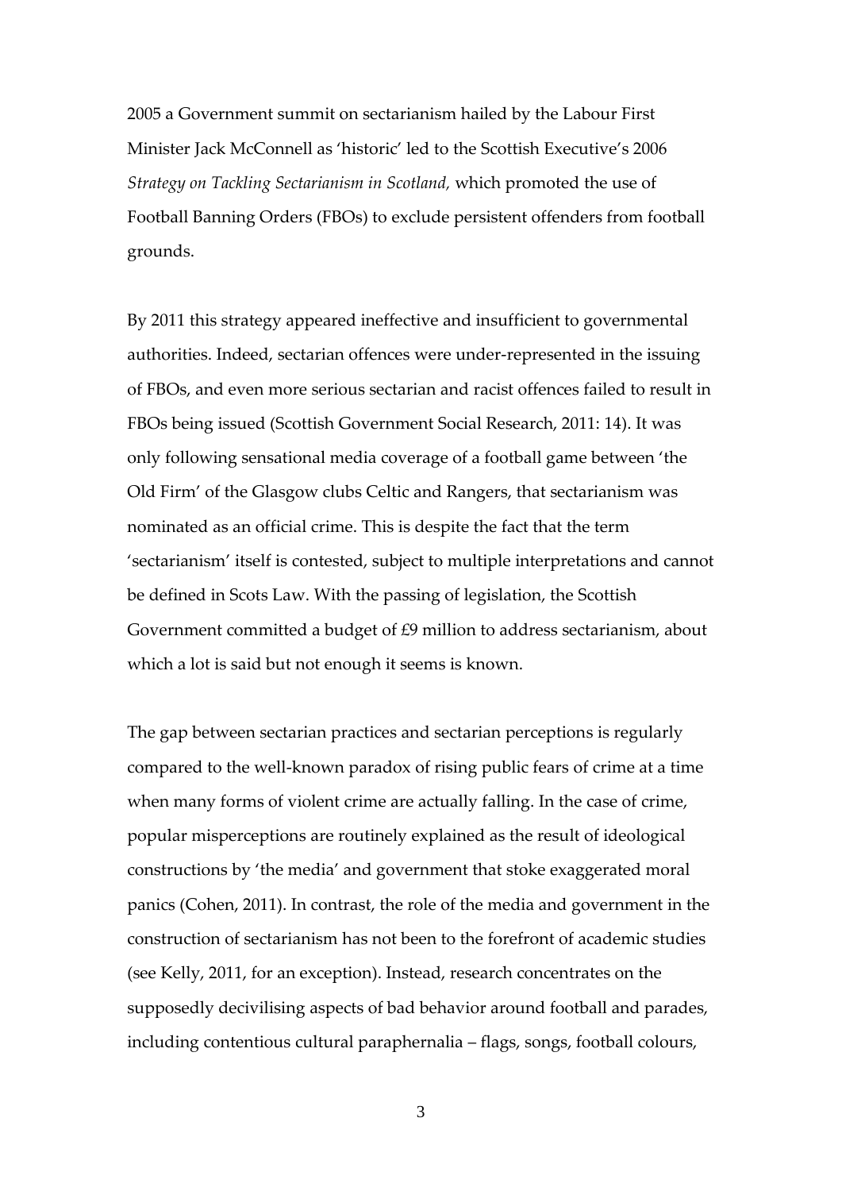2005 a Government summit on sectarianism hailed by the Labour First Minister Jack McConnell as 'historic' led to the Scottish Executive's 2006 *Strategy on Tackling Sectarianism in Scotland,* which promoted the use of Football Banning Orders (FBOs) to exclude persistent offenders from football grounds.

By 2011 this strategy appeared ineffective and insufficient to governmental authorities. Indeed, sectarian offences were under-represented in the issuing of FBOs, and even more serious sectarian and racist offences failed to result in FBOs being issued (Scottish Government Social Research, 2011: 14). It was only following sensational media coverage of a football game between 'the Old Firm' of the Glasgow clubs Celtic and Rangers, that sectarianism was nominated as an official crime. This is despite the fact that the term 'sectarianism' itself is contested, subject to multiple interpretations and cannot be defined in Scots Law. With the passing of legislation, the Scottish Government committed a budget of £9 million to address sectarianism, about which a lot is said but not enough it seems is known.

The gap between sectarian practices and sectarian perceptions is regularly compared to the well-known paradox of rising public fears of crime at a time when many forms of violent crime are actually falling. In the case of crime, popular misperceptions are routinely explained as the result of ideological constructions by 'the media' and government that stoke exaggerated moral panics (Cohen, 2011). In contrast, the role of the media and government in the construction of sectarianism has not been to the forefront of academic studies (see Kelly, 2011, for an exception). Instead, research concentrates on the supposedly decivilising aspects of bad behavior around football and parades, including contentious cultural paraphernalia – flags, songs, football colours,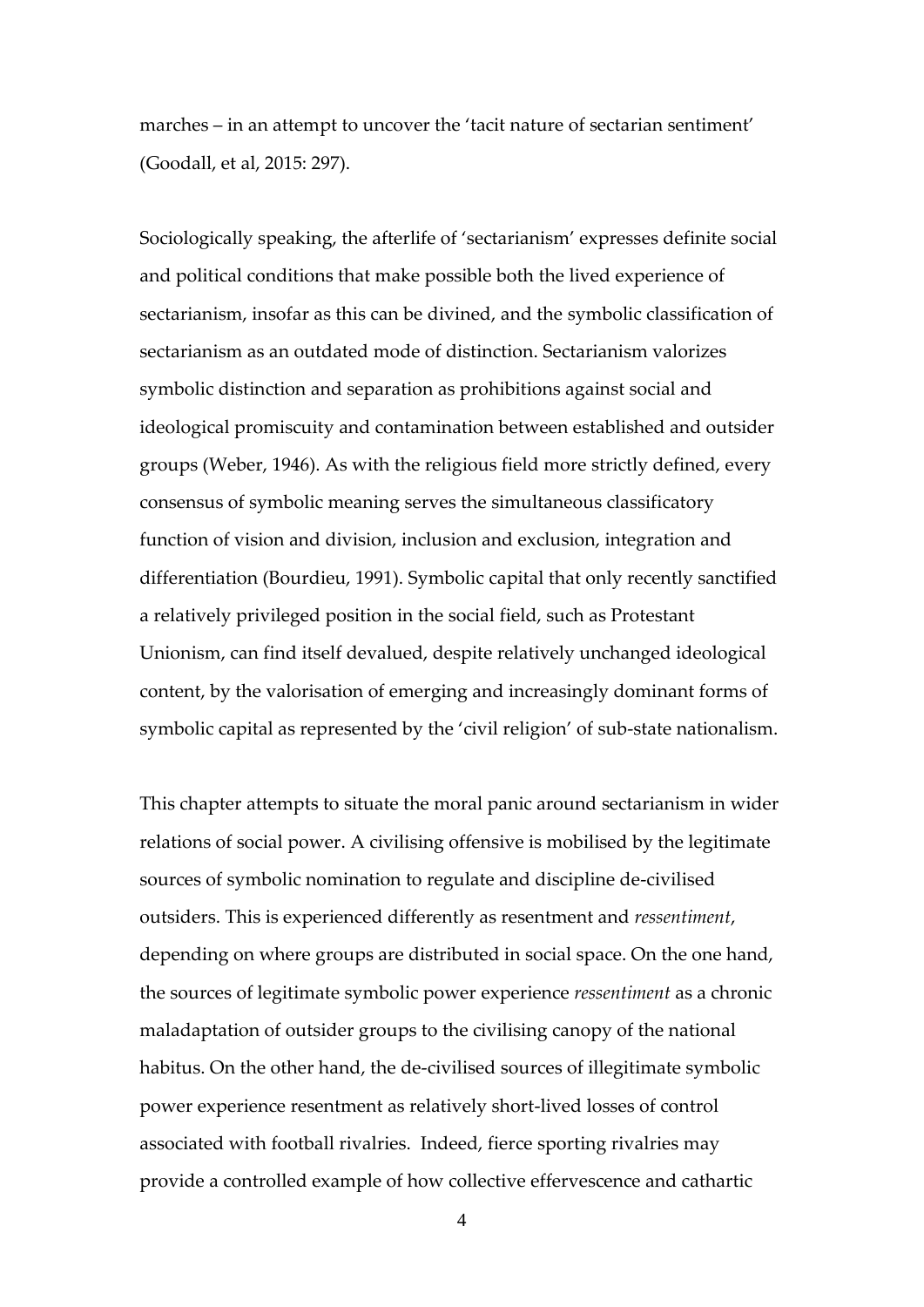marches – in an attempt to uncover the 'tacit nature of sectarian sentiment' (Goodall, et al, 2015: 297).

Sociologically speaking, the afterlife of 'sectarianism' expresses definite social and political conditions that make possible both the lived experience of sectarianism, insofar as this can be divined, and the symbolic classification of sectarianism as an outdated mode of distinction. Sectarianism valorizes symbolic distinction and separation as prohibitions against social and ideological promiscuity and contamination between established and outsider groups (Weber, 1946). As with the religious field more strictly defined, every consensus of symbolic meaning serves the simultaneous classificatory function of vision and division, inclusion and exclusion, integration and differentiation (Bourdieu, 1991). Symbolic capital that only recently sanctified a relatively privileged position in the social field, such as Protestant Unionism, can find itself devalued, despite relatively unchanged ideological content, by the valorisation of emerging and increasingly dominant forms of symbolic capital as represented by the 'civil religion' of sub-state nationalism.

This chapter attempts to situate the moral panic around sectarianism in wider relations of social power. A civilising offensive is mobilised by the legitimate sources of symbolic nomination to regulate and discipline de-civilised outsiders. This is experienced differently as resentment and *ressentiment*, depending on where groups are distributed in social space. On the one hand, the sources of legitimate symbolic power experience *ressentiment* as a chronic maladaptation of outsider groups to the civilising canopy of the national habitus. On the other hand, the de-civilised sources of illegitimate symbolic power experience resentment as relatively short-lived losses of control associated with football rivalries. Indeed, fierce sporting rivalries may provide a controlled example of how collective effervescence and cathartic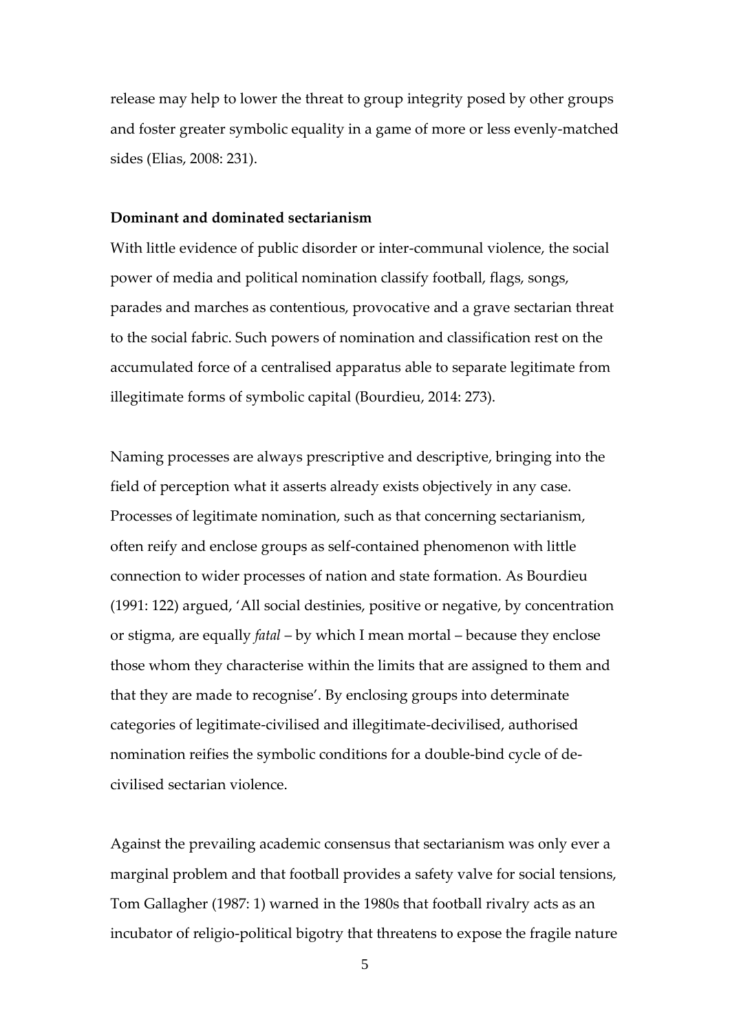release may help to lower the threat to group integrity posed by other groups and foster greater symbolic equality in a game of more or less evenly-matched sides (Elias, 2008: 231).

**Dominant and dominated sectarianism**

With little evidence of public disorder or inter-communal violence, the social power of media and political nomination classify football, flags, songs, parades and marches as contentious, provocative and a grave sectarian threat to the social fabric. Such powers of nomination and classification rest on the accumulated force of a centralised apparatus able to separate legitimate from illegitimate forms of symbolic capital (Bourdieu, 2014: 273).

Naming processes are always prescriptive and descriptive, bringing into the field of perception what it asserts already exists objectively in any case. Processes of legitimate nomination, such as that concerning sectarianism, often reify and enclose groups as self-contained phenomenon with little connection to wider processes of nation and state formation. As Bourdieu (1991: 122) argued, 'All social destinies, positive or negative, by concentration or stigma, are equally *fatal* – by which I mean mortal – because they enclose those whom they characterise within the limits that are assigned to them and that they are made to recognise'. By enclosing groups into determinate categories of legitimate-civilised and illegitimate-decivilised, authorised nomination reifies the symbolic conditions for a double-bind cycle of de-civilised sectarian violence.

Against the prevailing academic consensus that sectarianism was only ever a marginal problem and that football provides a safety valve for social tensions, Tom Gallagher (1987: 1) warned in the 1980s that football rivalry acts as an incubator of religio-political bigotry that threatens to expose the fragile nature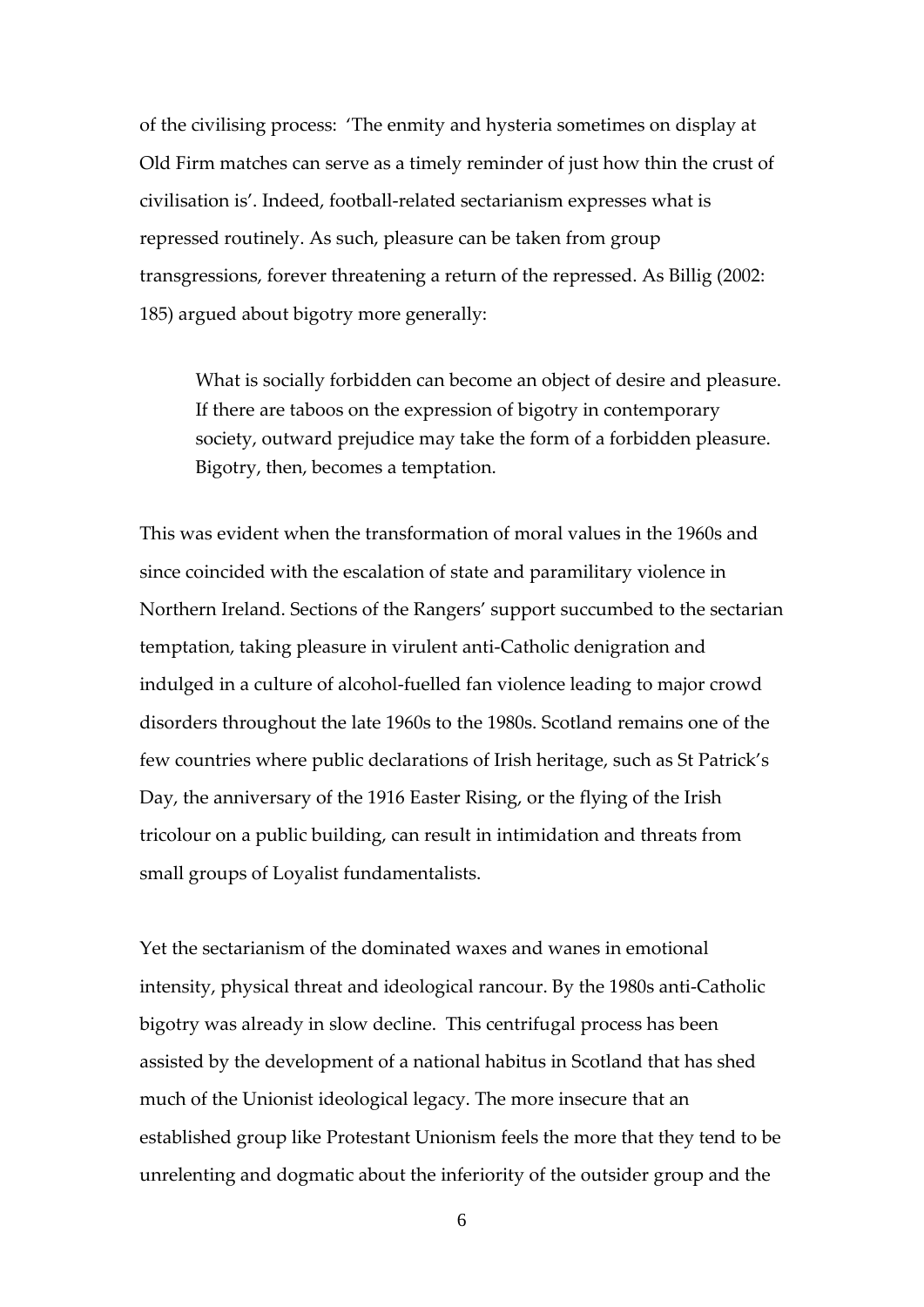of the civilising process: 'The enmity and hysteria sometimes on display at Old Firm matches can serve as a timely reminder of just how thin the crust of civilisation is'. Indeed, football-related sectarianism expresses what is repressed routinely. As such, pleasure can be taken from group transgressions, forever threatening a return of the repressed. As Billig (2002: 185) argued about bigotry more generally:

> What is socially forbidden can become an object of desire and pleasure. If there are taboos on the expression of bigotry in contemporary society, outward prejudice may take the form of a forbidden pleasure. Bigotry, then, becomes a temptation.

This was evident when the transformation of moral values in the 1960s and since coincided with the escalation of state and paramilitary violence in Northern Ireland. Sections of the Rangers' support succumbed to the sectarian temptation, taking pleasure in virulent anti-Catholic denigration and indulged in a culture of alcohol-fuelled fan violence leading to major crowd disorders throughout the late 1960s to the 1980s. Scotland remains one of the few countries where public declarations of Irish heritage, such as St Patrick's Day, the anniversary of the 1916 Easter Rising, or the flying of the Irish tricolour on a public building, can result in intimidation and threats from small groups of Loyalist fundamentalists.

Yet the sectarianism of the dominated waxes and wanes in emotional intensity, physical threat and ideological rancour. By the 1980s anti-Catholic bigotry was already in slow decline. This centrifugal process has been assisted by the development of a national habitus in Scotland that has shed much of the Unionist ideological legacy. The more insecure that an established group like Protestant Unionism feels the more that they tend to be unrelenting and dogmatic about the inferiority of the outsider group and the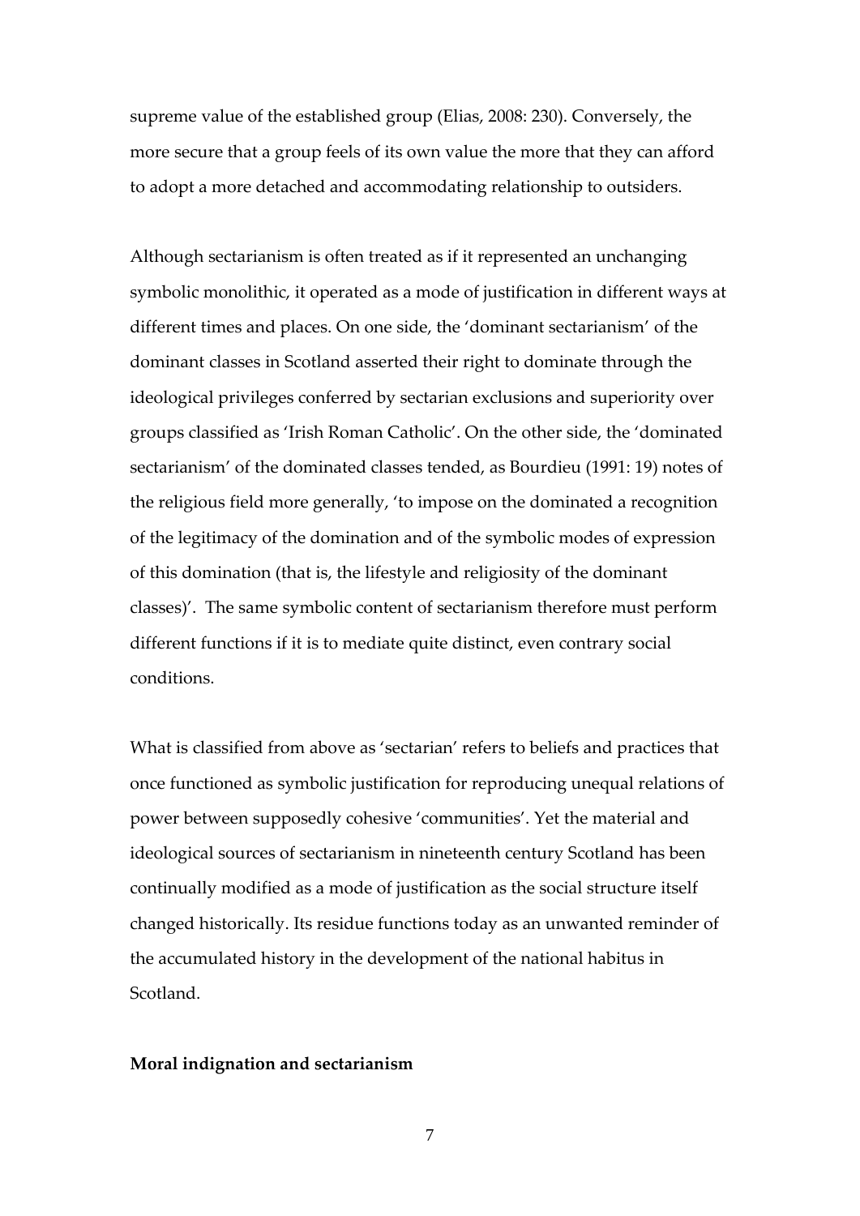supreme value of the established group (Elias, 2008: 230). Conversely, the more secure that a group feels of its own value the more that they can afford to adopt a more detached and accommodating relationship to outsiders.

Although sectarianism is often treated as if it represented an unchanging symbolic monolithic, it operated as a mode of justification in different ways at different times and places. On one side, the 'dominant sectarianism' of the dominant classes in Scotland asserted their right to dominate through the ideological privileges conferred by sectarian exclusions and superiority over groups classified as 'Irish Roman Catholic'. On the other side, the 'dominated sectarianism' of the dominated classes tended, as Bourdieu (1991: 19) notes of the religious field more generally, 'to impose on the dominated a recognition of the legitimacy of the domination and of the symbolic modes of expression of this domination (that is, the lifestyle and religiosity of the dominant classes)'. The same symbolic content of sectarianism therefore must perform different functions if it is to mediate quite distinct, even contrary social conditions.

What is classified from above as 'sectarian' refers to beliefs and practices that once functioned as symbolic justification for reproducing unequal relations of power between supposedly cohesive 'communities'. Yet the material and ideological sources of sectarianism in nineteenth century Scotland has been continually modified as a mode of justification as the social structure itself changed historically. Its residue functions today as an unwanted reminder of the accumulated history in the development of the national habitus in Scotland.

**Moral indignation and sectarianism**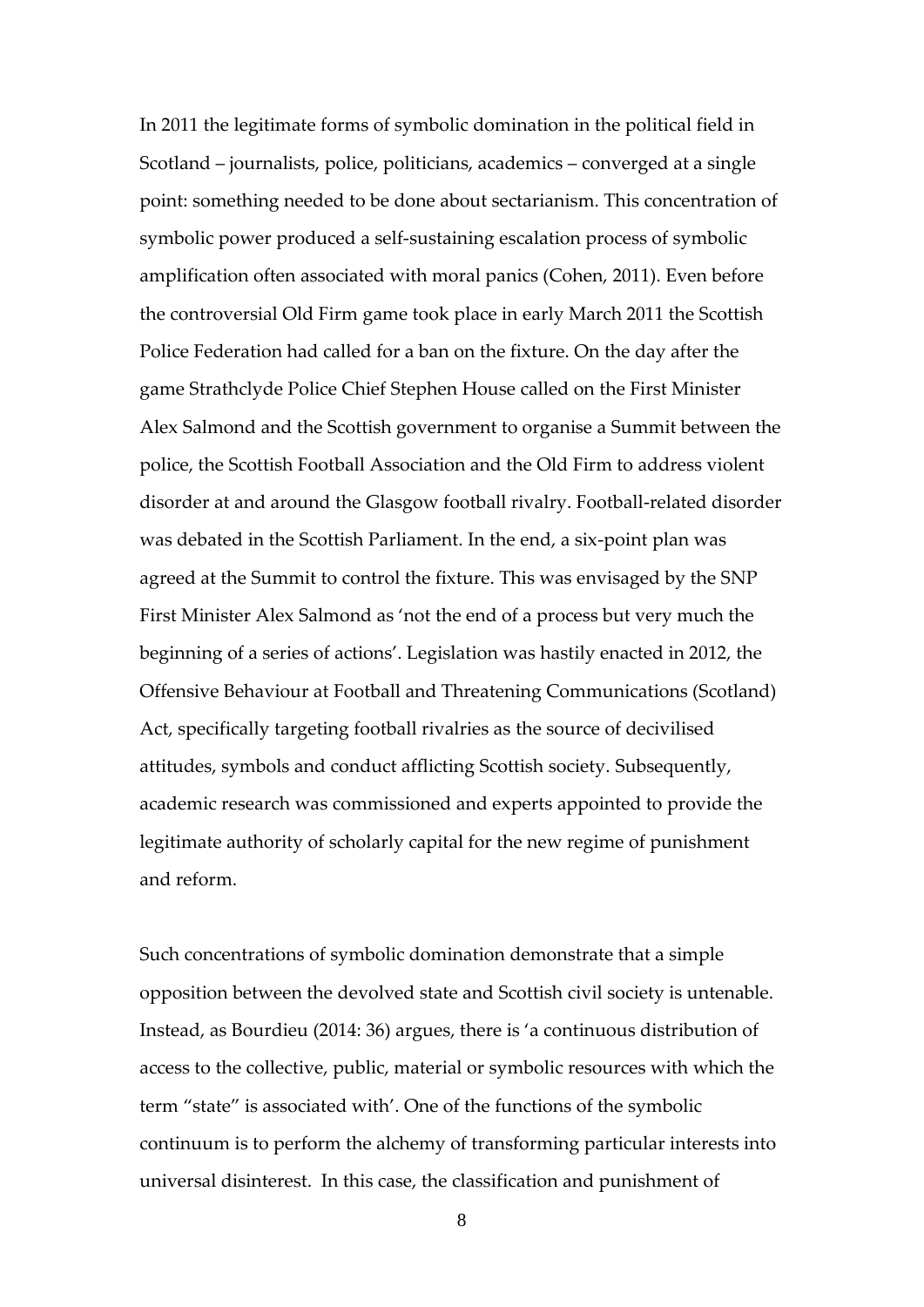In 2011 the legitimate forms of symbolic domination in the political field in Scotland – journalists, police, politicians, academics – converged at a single point: something needed to be done about sectarianism. This concentration of symbolic power produced a self-sustaining escalation process of symbolic amplification often associated with moral panics (Cohen, 2011). Even before the controversial Old Firm game took place in early March 2011 the Scottish Police Federation had called for a ban on the fixture. On the day after the game Strathclyde Police Chief Stephen House called on the First Minister Alex Salmond and the Scottish government to organise a Summit between the police, the Scottish Football Association and the Old Firm to address violent disorder at and around the Glasgow football rivalry. Football-related disorder was debated in the Scottish Parliament. In the end, a six-point plan was agreed at the Summit to control the fixture. This was envisaged by the SNP First Minister Alex Salmond as 'not the end of a process but very much the beginning of a series of actions'. Legislation was hastily enacted in 2012, the Offensive Behaviour at Football and Threatening Communications (Scotland) Act, specifically targeting football rivalries as the source of decivilised attitudes, symbols and conduct afflicting Scottish society. Subsequently, academic research was commissioned and experts appointed to provide the legitimate authority of scholarly capital for the new regime of punishment and reform.

Such concentrations of symbolic domination demonstrate that a simple opposition between the devolved state and Scottish civil society is untenable. Instead, as Bourdieu (2014: 36) argues, there is 'a continuous distribution of access to the collective, public, material or symbolic resources with which the term "state" is associated with'. One of the functions of the symbolic continuum is to perform the alchemy of transforming particular interests into universal disinterest. In this case, the classification and punishment of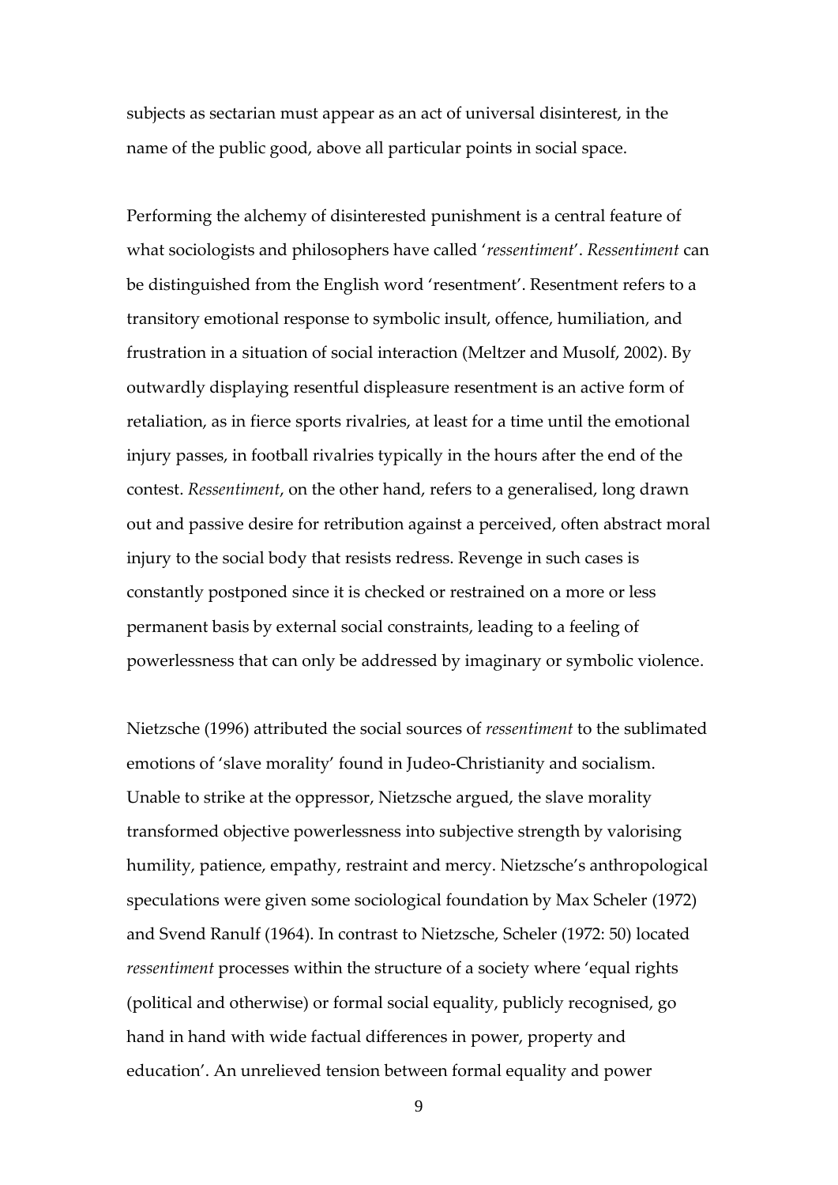subjects as sectarian must appear as an act of universal disinterest, in the name of the public good, above all particular points in social space.

Performing the alchemy of disinterested punishment is a central feature of what sociologists and philosophers have called '*ressentiment*'. *Ressentiment* can be distinguished from the English word 'resentment'. Resentment refers to a transitory emotional response to symbolic insult, offence, humiliation, and frustration in a situation of social interaction (Meltzer and Musolf, 2002). By outwardly displaying resentful displeasure resentment is an active form of retaliation, as in fierce sports rivalries, at least for a time until the emotional injury passes, in football rivalries typically in the hours after the end of the contest. *Ressentiment*, on the other hand, refers to a generalised, long drawn out and passive desire for retribution against a perceived, often abstract moral injury to the social body that resists redress. Revenge in such cases is constantly postponed since it is checked or restrained on a more or less permanent basis by external social constraints, leading to a feeling of powerlessness that can only be addressed by imaginary or symbolic violence.

Nietzsche (1996) attributed the social sources of *ressentiment* to the sublimated emotions of 'slave morality' found in Judeo-Christianity and socialism. Unable to strike at the oppressor, Nietzsche argued, the slave morality transformed objective powerlessness into subjective strength by valorising humility, patience, empathy, restraint and mercy. Nietzsche's anthropological speculations were given some sociological foundation by Max Scheler (1972) and Svend Ranulf (1964). In contrast to Nietzsche, Scheler (1972: 50) located *ressentiment* processes within the structure of a society where 'equal rights (political and otherwise) or formal social equality, publicly recognised, go hand in hand with wide factual differences in power, property and education'. An unrelieved tension between formal equality and power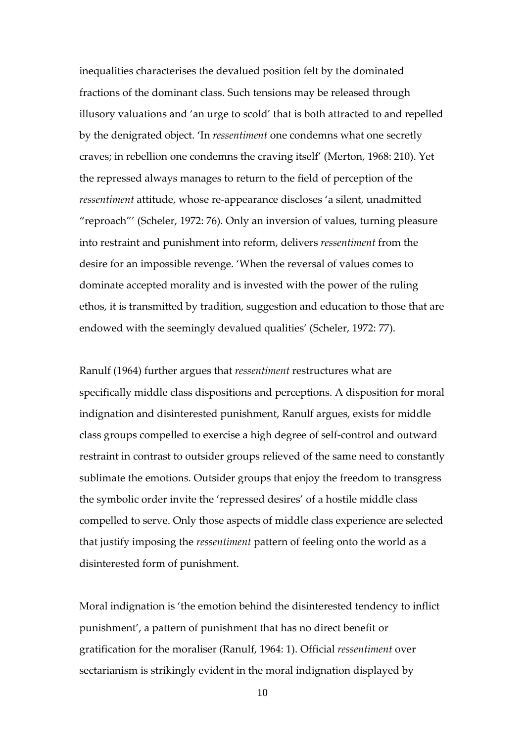inequalities characterises the devalued position felt by the dominated fractions of the dominant class. Such tensions may be released through illusory valuations and 'an urge to scold' that is both attracted to and repelled by the denigrated object. 'In *ressentiment* one condemns what one secretly craves; in rebellion one condemns the craving itself' (Merton, 1968: 210). Yet the repressed always manages to return to the field of perception of the *ressentiment* attitude, whose re-appearance discloses 'a silent, unadmitted "reproach"' (Scheler, 1972: 76). Only an inversion of values, turning pleasure into restraint and punishment into reform, delivers *ressentiment* from the desire for an impossible revenge. 'When the reversal of values comes to dominate accepted morality and is invested with the power of the ruling ethos, it is transmitted by tradition, suggestion and education to those that are endowed with the seemingly devalued qualities' (Scheler, 1972: 77).

Ranulf (1964) further argues that *ressentiment* restructures what are specifically middle class dispositions and perceptions. A disposition for moral indignation and disinterested punishment, Ranulf argues, exists for middle class groups compelled to exercise a high degree of self-control and outward restraint in contrast to outsider groups relieved of the same need to constantly sublimate the emotions. Outsider groups that enjoy the freedom to transgress the symbolic order invite the 'repressed desires' of a hostile middle class compelled to serve. Only those aspects of middle class experience are selected that justify imposing the *ressentiment* pattern of feeling onto the world as a disinterested form of punishment.

Moral indignation is 'the emotion behind the disinterested tendency to inflict punishment', a pattern of punishment that has no direct benefit or gratification for the moraliser (Ranulf, 1964: 1). Official *ressentiment* over sectarianism is strikingly evident in the moral indignation displayed by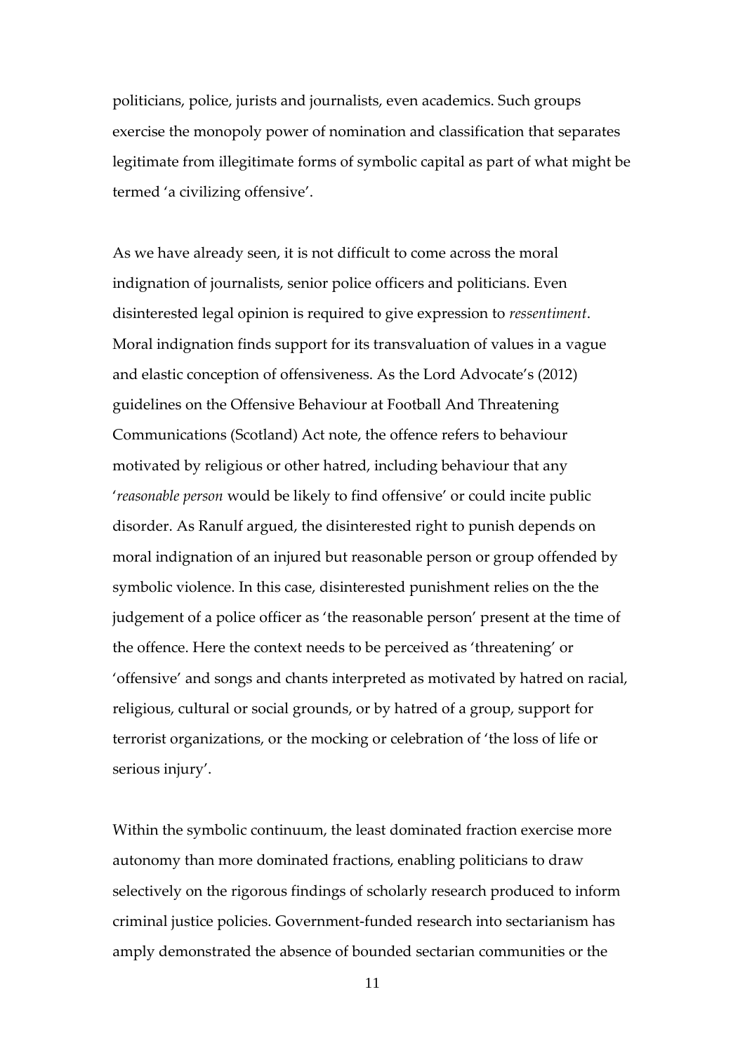politicians, police, jurists and journalists, even academics. Such groups exercise the monopoly power of nomination and classification that separates legitimate from illegitimate forms of symbolic capital as part of what might be termed 'a civilizing offensive'.

As we have already seen, it is not difficult to come across the moral indignation of journalists, senior police officers and politicians. Even disinterested legal opinion is required to give expression to *ressentiment*. Moral indignation finds support for its transvaluation of values in a vague and elastic conception of offensiveness. As the Lord Advocate's (2012) guidelines on the Offensive Behaviour at Football And Threatening Communications (Scotland) Act note, the offence refers to behaviour motivated by religious or other hatred, including behaviour that any '*reasonable person* would be likely to find offensive' or could incite public disorder. As Ranulf argued, the disinterested right to punish depends on moral indignation of an injured but reasonable person or group offended by symbolic violence. In this case, disinterested punishment relies on the the judgement of a police officer as 'the reasonable person' present at the time of the offence. Here the context needs to be perceived as 'threatening' or 'offensive' and songs and chants interpreted as motivated by hatred on racial, religious, cultural or social grounds, or by hatred of a group, support for terrorist organizations, or the mocking or celebration of 'the loss of life or serious injury'.

Within the symbolic continuum, the least dominated fraction exercise more autonomy than more dominated fractions, enabling politicians to draw selectively on the rigorous findings of scholarly research produced to inform criminal justice policies. Government-funded research into sectarianism has amply demonstrated the absence of bounded sectarian communities or the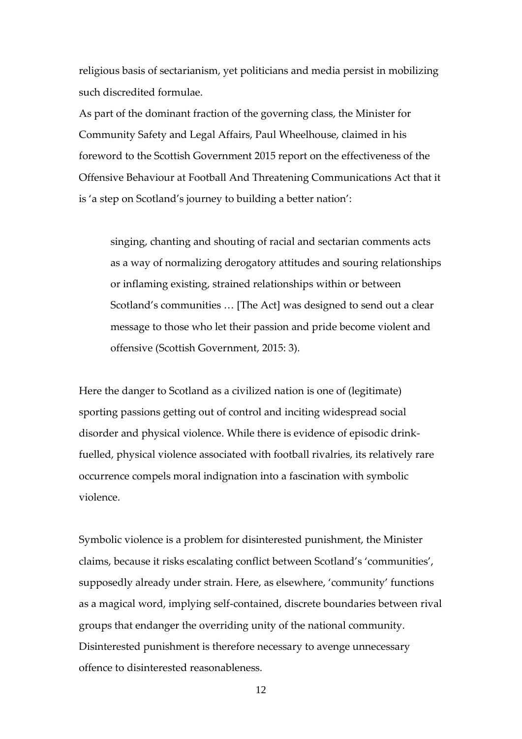religious basis of sectarianism, yet politicians and media persist in mobilizing such discredited formulae.

As part of the dominant fraction of the governing class, the Minister for Community Safety and Legal Affairs, Paul Wheelhouse, claimed in his foreword to the Scottish Government 2015 report on the effectiveness of the Offensive Behaviour at Football And Threatening Communications Act that it is 'a step on Scotland's journey to building a better nation':

> singing, chanting and shouting of racial and sectarian comments acts as a way of normalizing derogatory attitudes and souring relationships or inflaming existing, strained relationships within or between Scotland's communities … [The Act] was designed to send out a clear message to those who let their passion and pride become violent and offensive (Scottish Government, 2015: 3).

Here the danger to Scotland as a civilized nation is one of (legitimate) sporting passions getting out of control and inciting widespread social disorder and physical violence. While there is evidence of episodic drink-fuelled, physical violence associated with football rivalries, its relatively rare occurrence compels moral indignation into a fascination with symbolic violence.

Symbolic violence is a problem for disinterested punishment, the Minister claims, because it risks escalating conflict between Scotland's 'communities', supposedly already under strain. Here, as elsewhere, 'community' functions as a magical word, implying self-contained, discrete boundaries between rival groups that endanger the overriding unity of the national community. Disinterested punishment is therefore necessary to avenge unnecessary offence to disinterested reasonableness.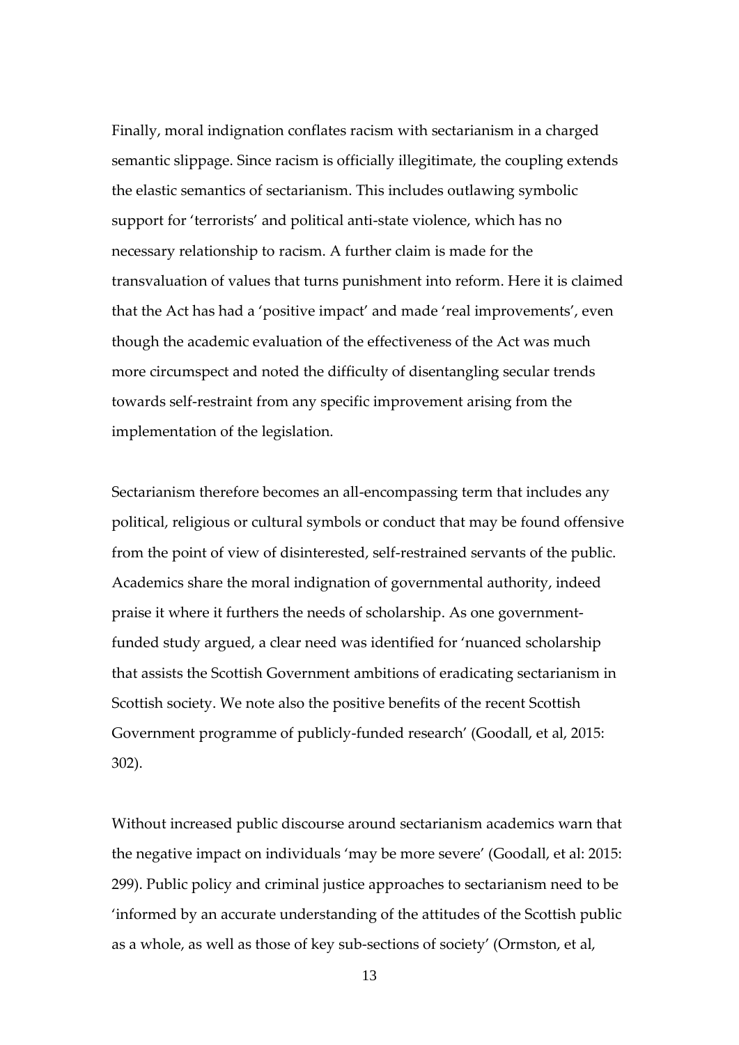Finally, moral indignation conflates racism with sectarianism in a charged semantic slippage. Since racism is officially illegitimate, the coupling extends the elastic semantics of sectarianism. This includes outlawing symbolic support for 'terrorists' and political anti-state violence, which has no necessary relationship to racism. A further claim is made for the transvaluation of values that turns punishment into reform. Here it is claimed that the Act has had a 'positive impact' and made 'real improvements', even though the academic evaluation of the effectiveness of the Act was much more circumspect and noted the difficulty of disentangling secular trends towards self-restraint from any specific improvement arising from the implementation of the legislation.

Sectarianism therefore becomes an all-encompassing term that includes any political, religious or cultural symbols or conduct that may be found offensive from the point of view of disinterested, self-restrained servants of the public. Academics share the moral indignation of governmental authority, indeed praise it where it furthers the needs of scholarship. As one government-funded study argued, a clear need was identified for 'nuanced scholarship that assists the Scottish Government ambitions of eradicating sectarianism in Scottish society. We note also the positive benefits of the recent Scottish Government programme of publicly-funded research' (Goodall, et al, 2015: 302).

Without increased public discourse around sectarianism academics warn that the negative impact on individuals 'may be more severe' (Goodall, et al: 2015: 299). Public policy and criminal justice approaches to sectarianism need to be 'informed by an accurate understanding of the attitudes of the Scottish public as a whole, as well as those of key sub-sections of society' (Ormston, et al,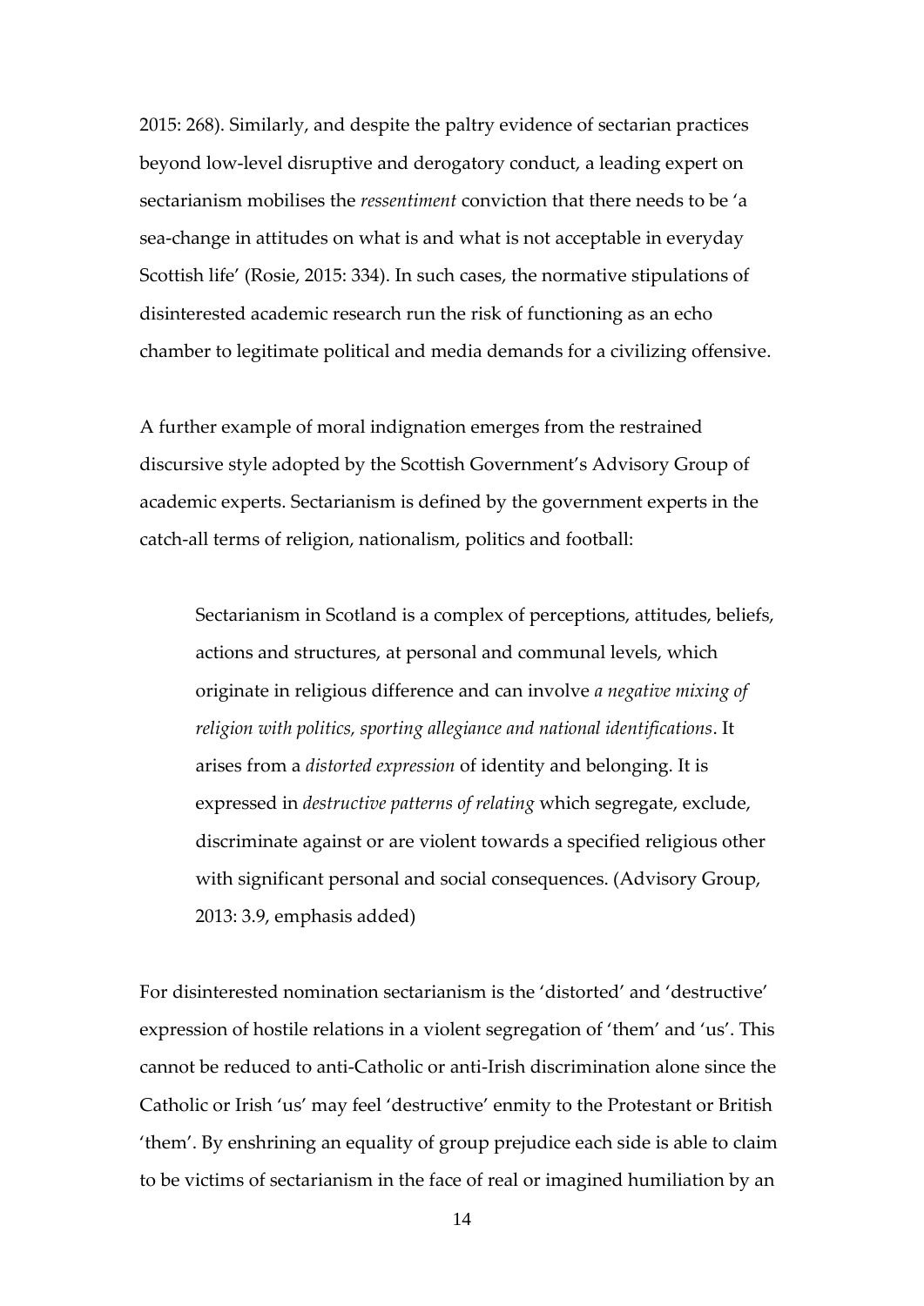2015: 268). Similarly, and despite the paltry evidence of sectarian practices beyond low-level disruptive and derogatory conduct, a leading expert on sectarianism mobilises the *ressentiment* conviction that there needs to be 'a sea-change in attitudes on what is and what is not acceptable in everyday Scottish life' (Rosie, 2015: 334). In such cases, the normative stipulations of disinterested academic research run the risk of functioning as an echo chamber to legitimate political and media demands for a civilizing offensive.

A further example of moral indignation emerges from the restrained discursive style adopted by the Scottish Government's Advisory Group of academic experts. Sectarianism is defined by the government experts in the catch-all terms of religion, nationalism, politics and football:

> Sectarianism in Scotland is a complex of perceptions, attitudes, beliefs, actions and structures, at personal and communal levels, which originate in religious difference and can involve *a negative mixing of religion with politics, sporting allegiance and national identifications*. It arises from a *distorted expression* of identity and belonging. It is expressed in *destructive patterns of relating* which segregate, exclude, discriminate against or are violent towards a specified religious other with significant personal and social consequences. (Advisory Group, 2013: 3.9, emphasis added)

For disinterested nomination sectarianism is the 'distorted' and 'destructive' expression of hostile relations in a violent segregation of 'them' and 'us'. This cannot be reduced to anti-Catholic or anti-Irish discrimination alone since the Catholic or Irish 'us' may feel 'destructive' enmity to the Protestant or British 'them'. By enshrining an equality of group prejudice each side is able to claim to be victims of sectarianism in the face of real or imagined humiliation by an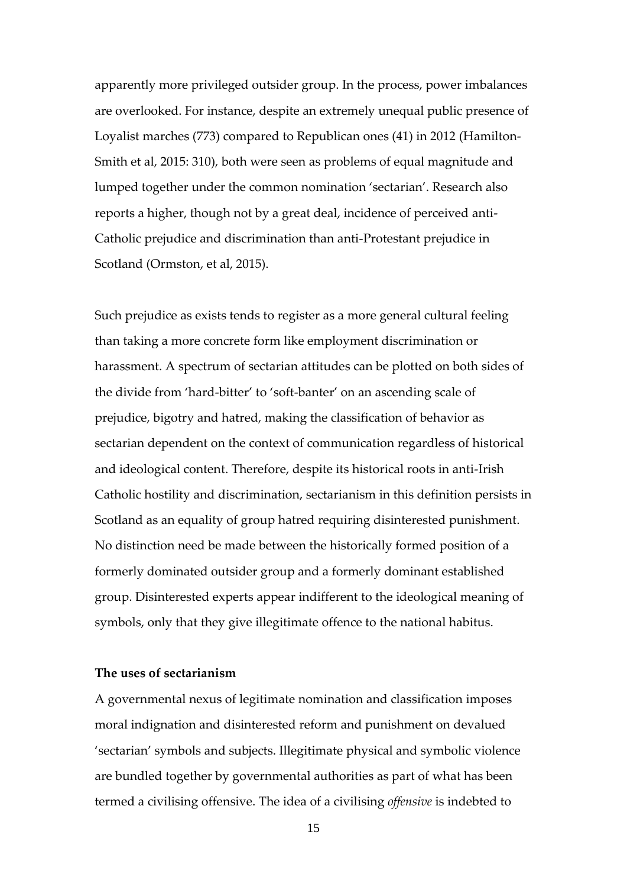apparently more privileged outsider group. In the process, power imbalances are overlooked. For instance, despite an extremely unequal public presence of Loyalist marches (773) compared to Republican ones (41) in 2012 (Hamilton-Smith et al, 2015: 310), both were seen as problems of equal magnitude and lumped together under the common nomination 'sectarian'. Research also reports a higher, though not by a great deal, incidence of perceived anti-Catholic prejudice and discrimination than anti-Protestant prejudice in Scotland (Ormston, et al, 2015).

Such prejudice as exists tends to register as a more general cultural feeling than taking a more concrete form like employment discrimination or harassment. A spectrum of sectarian attitudes can be plotted on both sides of the divide from 'hard-bitter' to 'soft-banter' on an ascending scale of prejudice, bigotry and hatred, making the classification of behavior as sectarian dependent on the context of communication regardless of historical and ideological content. Therefore, despite its historical roots in anti-Irish Catholic hostility and discrimination, sectarianism in this definition persists in Scotland as an equality of group hatred requiring disinterested punishment. No distinction need be made between the historically formed position of a formerly dominated outsider group and a formerly dominant established group. Disinterested experts appear indifferent to the ideological meaning of symbols, only that they give illegitimate offence to the national habitus.

**The uses of sectarianism**

A governmental nexus of legitimate nomination and classification imposes moral indignation and disinterested reform and punishment on devalued 'sectarian' symbols and subjects. Illegitimate physical and symbolic violence are bundled together by governmental authorities as part of what has been termed a civilising offensive. The idea of a civilising *offensive* is indebted to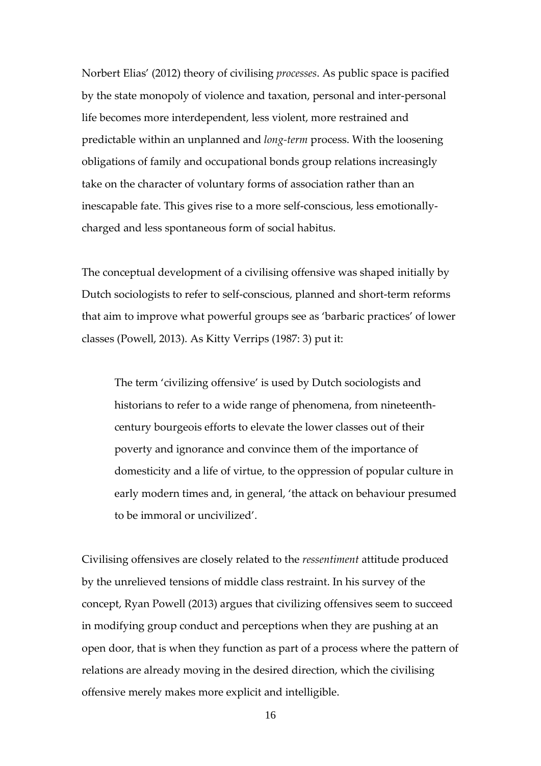Norbert Elias' (2012) theory of civilising *processes*. As public space is pacified by the state monopoly of violence and taxation, personal and inter-personal life becomes more interdependent, less violent, more restrained and predictable within an unplanned and *long-term* process. With the loosening obligations of family and occupational bonds group relations increasingly take on the character of voluntary forms of association rather than an inescapable fate. This gives rise to a more self-conscious, less emotionally-charged and less spontaneous form of social habitus.

The conceptual development of a civilising offensive was shaped initially by Dutch sociologists to refer to self-conscious, planned and short-term reforms that aim to improve what powerful groups see as 'barbaric practices' of lower classes (Powell, 2013). As Kitty Verrips (1987: 3) put it:

> The term 'civilizing offensive' is used by Dutch sociologists and historians to refer to a wide range of phenomena, from nineteenth-century bourgeois efforts to elevate the lower classes out of their poverty and ignorance and convince them of the importance of domesticity and a life of virtue, to the oppression of popular culture in early modern times and, in general, 'the attack on behaviour presumed to be immoral or uncivilized'.

Civilising offensives are closely related to the *ressentiment* attitude produced by the unrelieved tensions of middle class restraint. In his survey of the concept, Ryan Powell (2013) argues that civilizing offensives seem to succeed in modifying group conduct and perceptions when they are pushing at an open door, that is when they function as part of a process where the pattern of relations are already moving in the desired direction, which the civilising offensive merely makes more explicit and intelligible.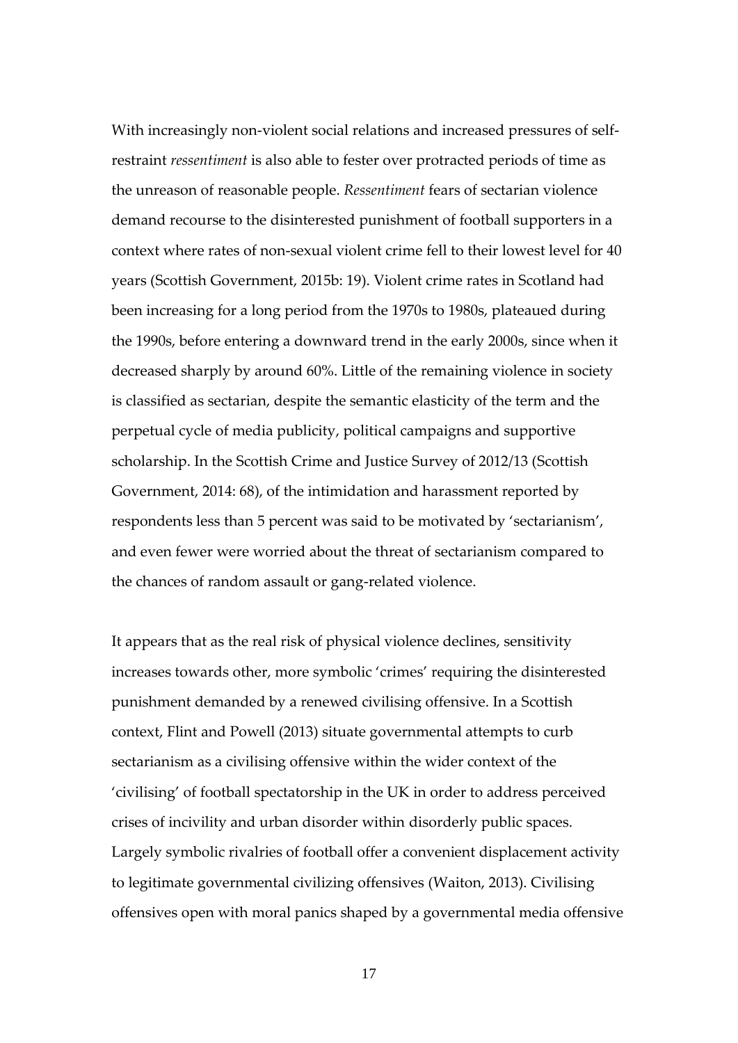With increasingly non-violent social relations and increased pressures of self-restraint *ressentiment* is also able to fester over protracted periods of time as the unreason of reasonable people. *Ressentiment* fears of sectarian violence demand recourse to the disinterested punishment of football supporters in a context where rates of non-sexual violent crime fell to their lowest level for 40 years (Scottish Government, 2015b: 19). Violent crime rates in Scotland had been increasing for a long period from the 1970s to 1980s, plateaued during the 1990s, before entering a downward trend in the early 2000s, since when it decreased sharply by around 60%. Little of the remaining violence in society is classified as sectarian, despite the semantic elasticity of the term and the perpetual cycle of media publicity, political campaigns and supportive scholarship. In the Scottish Crime and Justice Survey of 2012/13 (Scottish Government, 2014: 68), of the intimidation and harassment reported by respondents less than 5 percent was said to be motivated by 'sectarianism', and even fewer were worried about the threat of sectarianism compared to the chances of random assault or gang-related violence.

It appears that as the real risk of physical violence declines, sensitivity increases towards other, more symbolic 'crimes' requiring the disinterested punishment demanded by a renewed civilising offensive. In a Scottish context, Flint and Powell (2013) situate governmental attempts to curb sectarianism as a civilising offensive within the wider context of the 'civilising' of football spectatorship in the UK in order to address perceived crises of incivility and urban disorder within disorderly public spaces. Largely symbolic rivalries of football offer a convenient displacement activity to legitimate governmental civilizing offensives (Waiton, 2013). Civilising offensives open with moral panics shaped by a governmental media offensive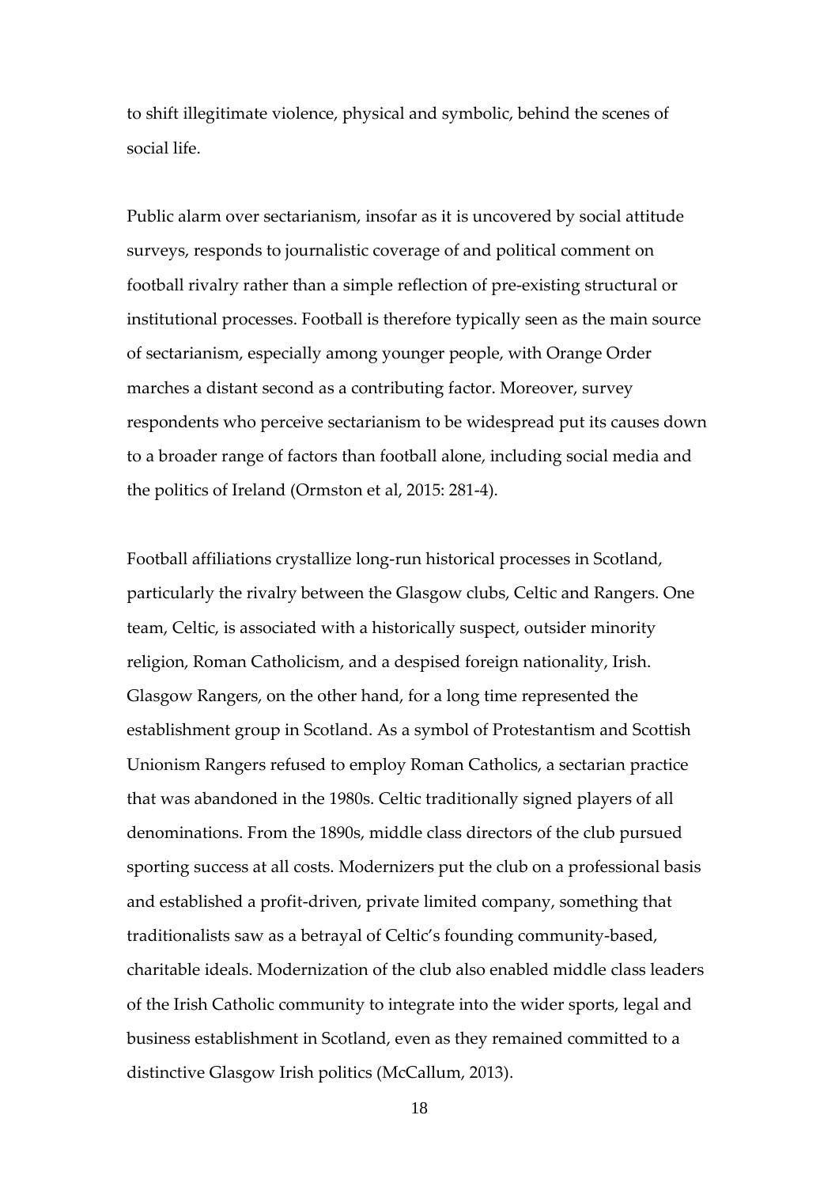to shift illegitimate violence, physical and symbolic, behind the scenes of social life.

Public alarm over sectarianism, insofar as it is uncovered by social attitude surveys, responds to journalistic coverage of and political comment on football rivalry rather than a simple reflection of pre-existing structural or institutional processes. Football is therefore typically seen as the main source of sectarianism, especially among younger people, with Orange Order marches a distant second as a contributing factor. Moreover, survey respondents who perceive sectarianism to be widespread put its causes down to a broader range of factors than football alone, including social media and the politics of Ireland (Ormston et al, 2015: 281-4).

Football affiliations crystallize long-run historical processes in Scotland, particularly the rivalry between the Glasgow clubs, Celtic and Rangers. One team, Celtic, is associated with a historically suspect, outsider minority religion, Roman Catholicism, and a despised foreign nationality, Irish. Glasgow Rangers, on the other hand, for a long time represented the establishment group in Scotland. As a symbol of Protestantism and Scottish Unionism Rangers refused to employ Roman Catholics, a sectarian practice that was abandoned in the 1980s. Celtic traditionally signed players of all denominations. From the 1890s, middle class directors of the club pursued sporting success at all costs. Modernizers put the club on a professional basis and established a profit-driven, private limited company, something that traditionalists saw as a betrayal of Celtic's founding community-based, charitable ideals. Modernization of the club also enabled middle class leaders of the Irish Catholic community to integrate into the wider sports, legal and business establishment in Scotland, even as they remained committed to a distinctive Glasgow Irish politics (McCallum, 2013).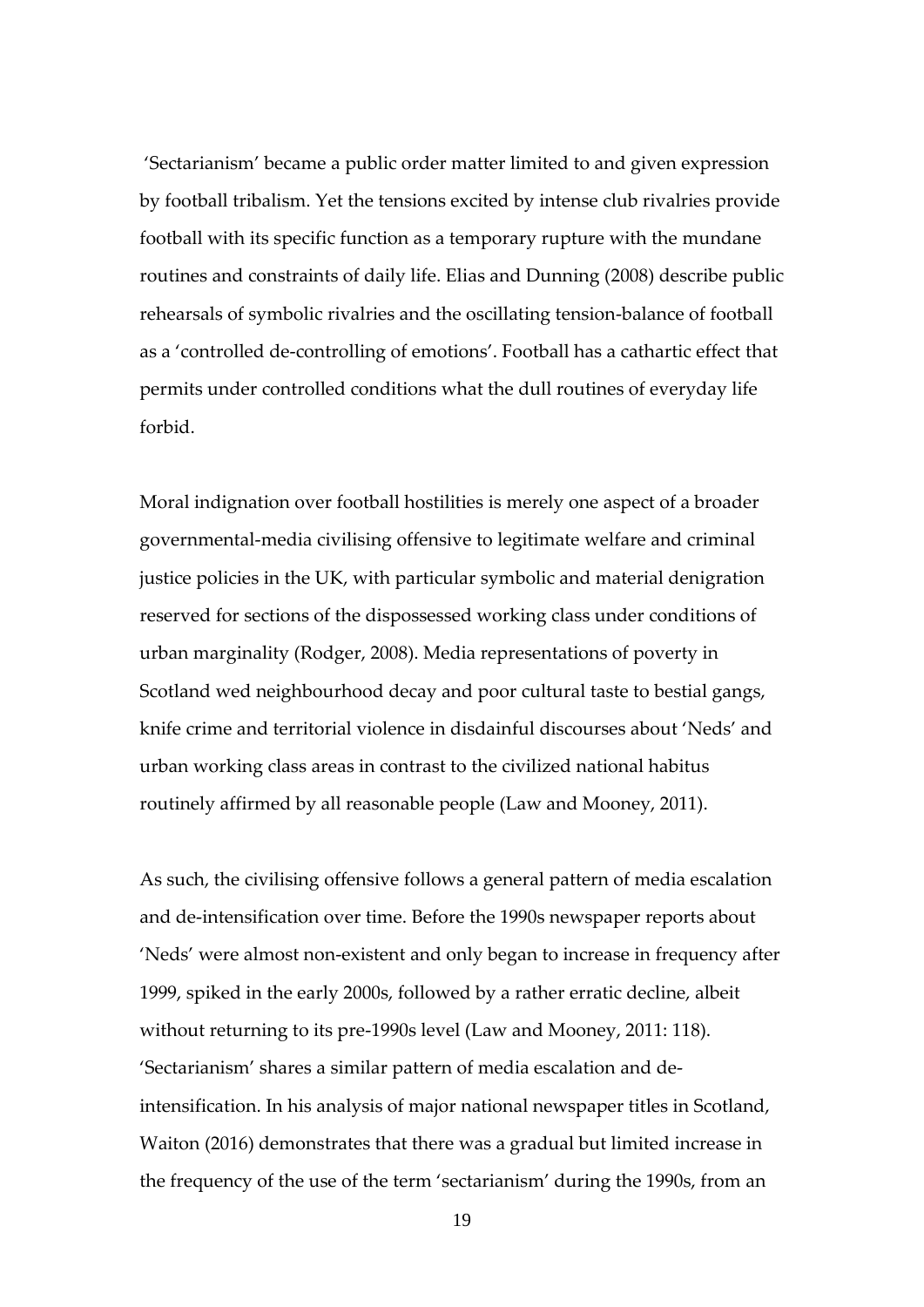'Sectarianism' became a public order matter limited to and given expression by football tribalism. Yet the tensions excited by intense club rivalries provide football with its specific function as a temporary rupture with the mundane routines and constraints of daily life. Elias and Dunning (2008) describe public rehearsals of symbolic rivalries and the oscillating tension-balance of football as a 'controlled de-controlling of emotions'. Football has a cathartic effect that permits under controlled conditions what the dull routines of everyday life forbid.

Moral indignation over football hostilities is merely one aspect of a broader governmental-media civilising offensive to legitimate welfare and criminal justice policies in the UK, with particular symbolic and material denigration reserved for sections of the dispossessed working class under conditions of urban marginality (Rodger, 2008). Media representations of poverty in Scotland wed neighbourhood decay and poor cultural taste to bestial gangs, knife crime and territorial violence in disdainful discourses about 'Neds' and urban working class areas in contrast to the civilized national habitus routinely affirmed by all reasonable people (Law and Mooney, 2011).

As such, the civilising offensive follows a general pattern of media escalation and de-intensification over time. Before the 1990s newspaper reports about 'Neds' were almost non-existent and only began to increase in frequency after 1999, spiked in the early 2000s, followed by a rather erratic decline, albeit without returning to its pre-1990s level (Law and Mooney, 2011: 118). 'Sectarianism' shares a similar pattern of media escalation and de-intensification. In his analysis of major national newspaper titles in Scotland, Waiton (2016) demonstrates that there was a gradual but limited increase in the frequency of the use of the term 'sectarianism' during the 1990s, from an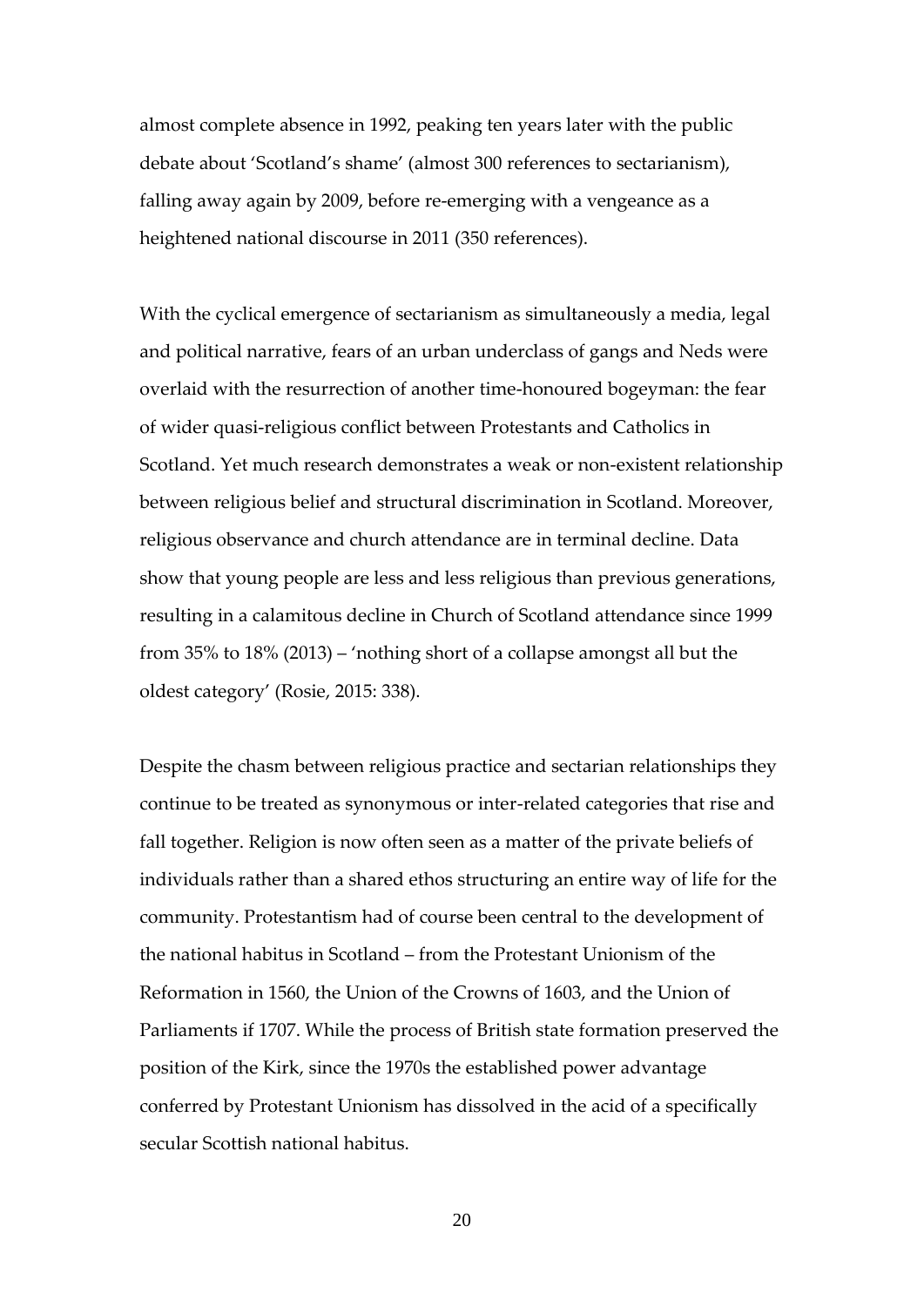almost complete absence in 1992, peaking ten years later with the public debate about 'Scotland's shame' (almost 300 references to sectarianism), falling away again by 2009, before re-emerging with a vengeance as a heightened national discourse in 2011 (350 references).

With the cyclical emergence of sectarianism as simultaneously a media, legal and political narrative, fears of an urban underclass of gangs and Neds were overlaid with the resurrection of another time-honoured bogeyman: the fear of wider quasi-religious conflict between Protestants and Catholics in Scotland. Yet much research demonstrates a weak or non-existent relationship between religious belief and structural discrimination in Scotland. Moreover, religious observance and church attendance are in terminal decline. Data show that young people are less and less religious than previous generations, resulting in a calamitous decline in Church of Scotland attendance since 1999 from 35% to 18% (2013) – 'nothing short of a collapse amongst all but the oldest category' (Rosie, 2015: 338).

Despite the chasm between religious practice and sectarian relationships they continue to be treated as synonymous or inter-related categories that rise and fall together. Religion is now often seen as a matter of the private beliefs of individuals rather than a shared ethos structuring an entire way of life for the community. Protestantism had of course been central to the development of the national habitus in Scotland – from the Protestant Unionism of the Reformation in 1560, the Union of the Crowns of 1603, and the Union of Parliaments if 1707. While the process of British state formation preserved the position of the Kirk, since the 1970s the established power advantage conferred by Protestant Unionism has dissolved in the acid of a specifically secular Scottish national habitus.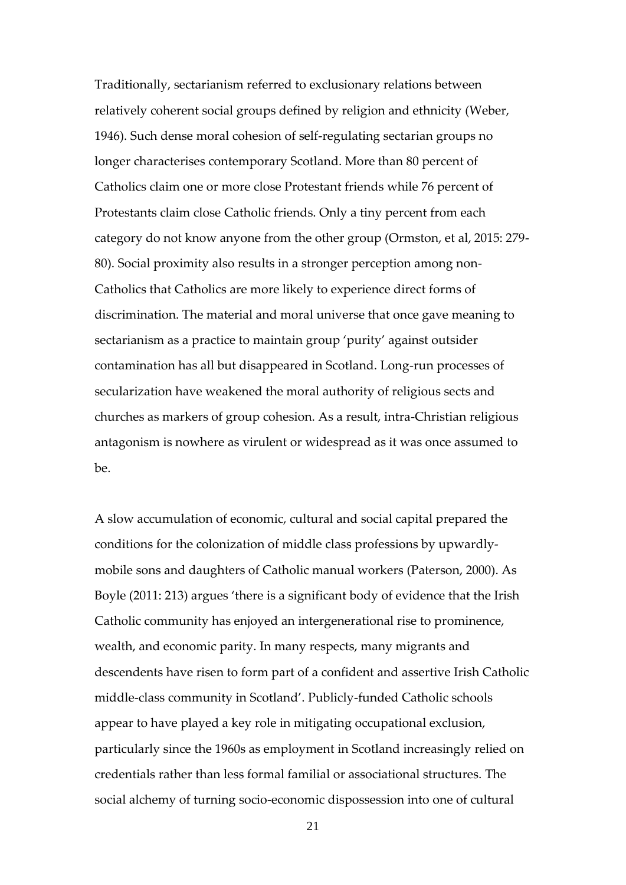Traditionally, sectarianism referred to exclusionary relations between relatively coherent social groups defined by religion and ethnicity (Weber, 1946). Such dense moral cohesion of self-regulating sectarian groups no longer characterises contemporary Scotland. More than 80 percent of Catholics claim one or more close Protestant friends while 76 percent of Protestants claim close Catholic friends. Only a tiny percent from each category do not know anyone from the other group (Ormston, et al, 2015: 279-80). Social proximity also results in a stronger perception among non-Catholics that Catholics are more likely to experience direct forms of discrimination. The material and moral universe that once gave meaning to sectarianism as a practice to maintain group 'purity' against outsider contamination has all but disappeared in Scotland. Long-run processes of secularization have weakened the moral authority of religious sects and churches as markers of group cohesion. As a result, intra-Christian religious antagonism is nowhere as virulent or widespread as it was once assumed to be.

A slow accumulation of economic, cultural and social capital prepared the conditions for the colonization of middle class professions by upwardly-mobile sons and daughters of Catholic manual workers (Paterson, 2000). As Boyle (2011: 213) argues 'there is a significant body of evidence that the Irish Catholic community has enjoyed an intergenerational rise to prominence, wealth, and economic parity. In many respects, many migrants and descendents have risen to form part of a confident and assertive Irish Catholic middle-class community in Scotland'. Publicly-funded Catholic schools appear to have played a key role in mitigating occupational exclusion, particularly since the 1960s as employment in Scotland increasingly relied on credentials rather than less formal familial or associational structures. The social alchemy of turning socio-economic dispossession into one of cultural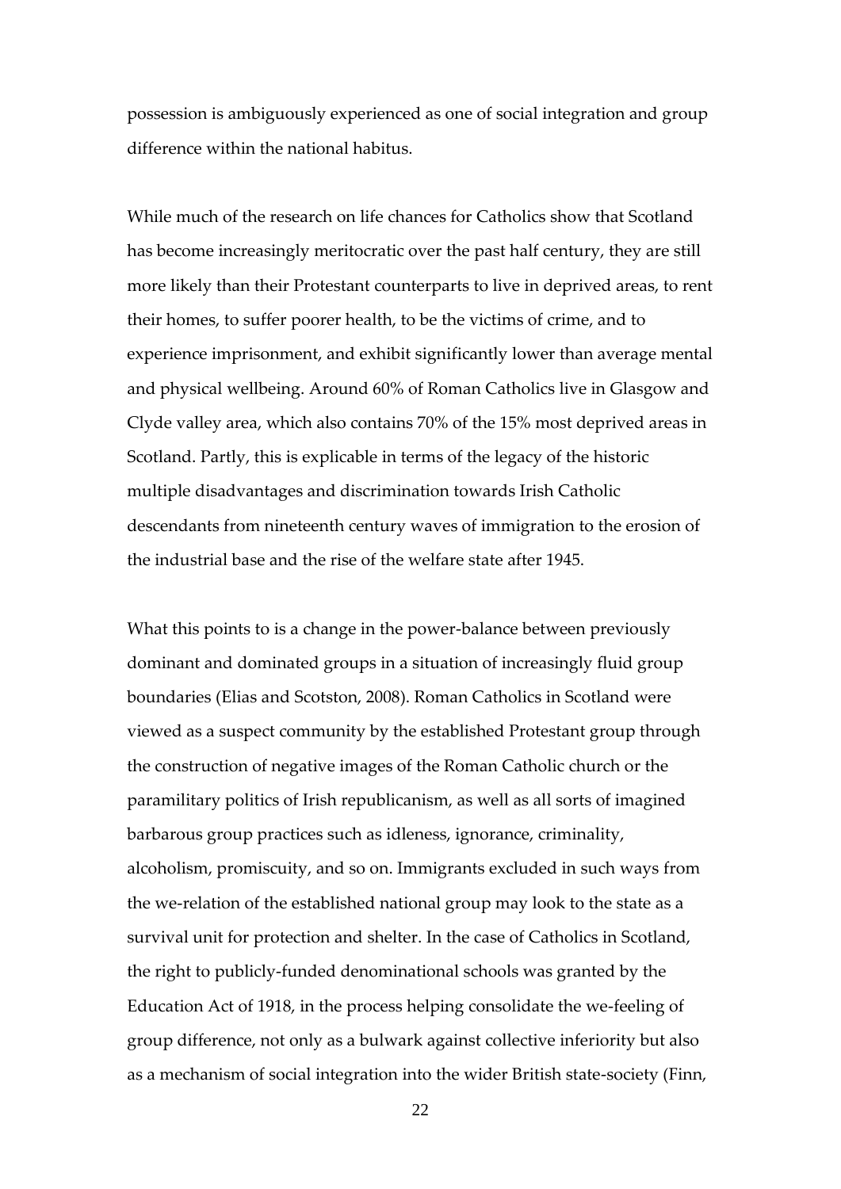possession is ambiguously experienced as one of social integration and group difference within the national habitus.

While much of the research on life chances for Catholics show that Scotland has become increasingly meritocratic over the past half century, they are still more likely than their Protestant counterparts to live in deprived areas, to rent their homes, to suffer poorer health, to be the victims of crime, and to experience imprisonment, and exhibit significantly lower than average mental and physical wellbeing. Around 60% of Roman Catholics live in Glasgow and Clyde valley area, which also contains 70% of the 15% most deprived areas in Scotland. Partly, this is explicable in terms of the legacy of the historic multiple disadvantages and discrimination towards Irish Catholic descendants from nineteenth century waves of immigration to the erosion of the industrial base and the rise of the welfare state after 1945.

What this points to is a change in the power-balance between previously dominant and dominated groups in a situation of increasingly fluid group boundaries (Elias and Scotston, 2008). Roman Catholics in Scotland were viewed as a suspect community by the established Protestant group through the construction of negative images of the Roman Catholic church or the paramilitary politics of Irish republicanism, as well as all sorts of imagined barbarous group practices such as idleness, ignorance, criminality, alcoholism, promiscuity, and so on. Immigrants excluded in such ways from the we-relation of the established national group may look to the state as a survival unit for protection and shelter. In the case of Catholics in Scotland, the right to publicly-funded denominational schools was granted by the Education Act of 1918, in the process helping consolidate the we-feeling of group difference, not only as a bulwark against collective inferiority but also as a mechanism of social integration into the wider British state-society (Finn,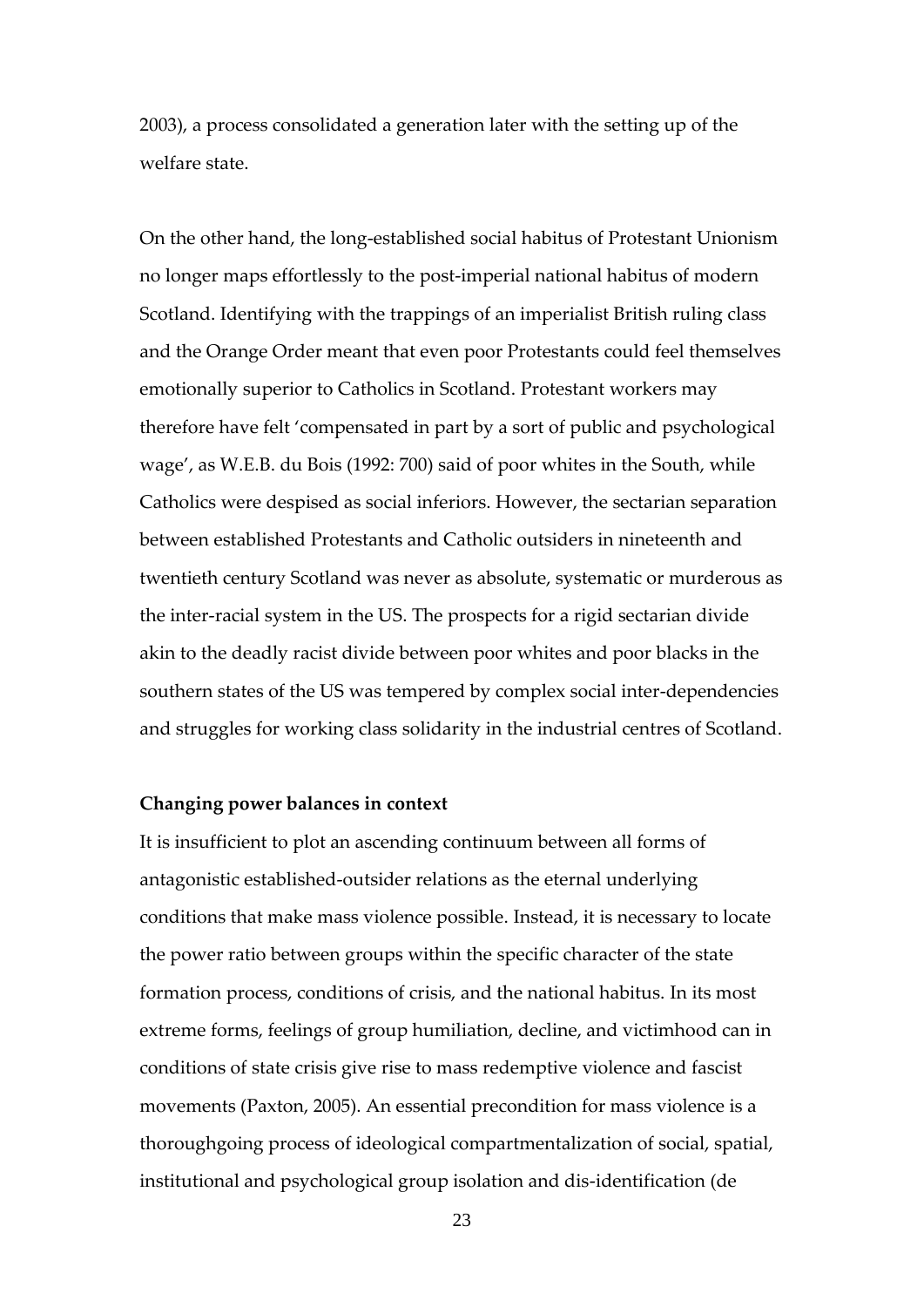2003), a process consolidated a generation later with the setting up of the welfare state.

On the other hand, the long-established social habitus of Protestant Unionism no longer maps effortlessly to the post-imperial national habitus of modern Scotland. Identifying with the trappings of an imperialist British ruling class and the Orange Order meant that even poor Protestants could feel themselves emotionally superior to Catholics in Scotland. Protestant workers may therefore have felt 'compensated in part by a sort of public and psychological wage', as W.E.B. du Bois (1992: 700) said of poor whites in the South, while Catholics were despised as social inferiors. However, the sectarian separation between established Protestants and Catholic outsiders in nineteenth and twentieth century Scotland was never as absolute, systematic or murderous as the inter-racial system in the US. The prospects for a rigid sectarian divide akin to the deadly racist divide between poor whites and poor blacks in the southern states of the US was tempered by complex social inter-dependencies and struggles for working class solidarity in the industrial centres of Scotland.

**Changing power balances in context**

It is insufficient to plot an ascending continuum between all forms of antagonistic established-outsider relations as the eternal underlying conditions that make mass violence possible. Instead, it is necessary to locate the power ratio between groups within the specific character of the state formation process, conditions of crisis, and the national habitus. In its most extreme forms, feelings of group humiliation, decline, and victimhood can in conditions of state crisis give rise to mass redemptive violence and fascist movements (Paxton, 2005). An essential precondition for mass violence is a thoroughgoing process of ideological compartmentalization of social, spatial, institutional and psychological group isolation and dis-identification (de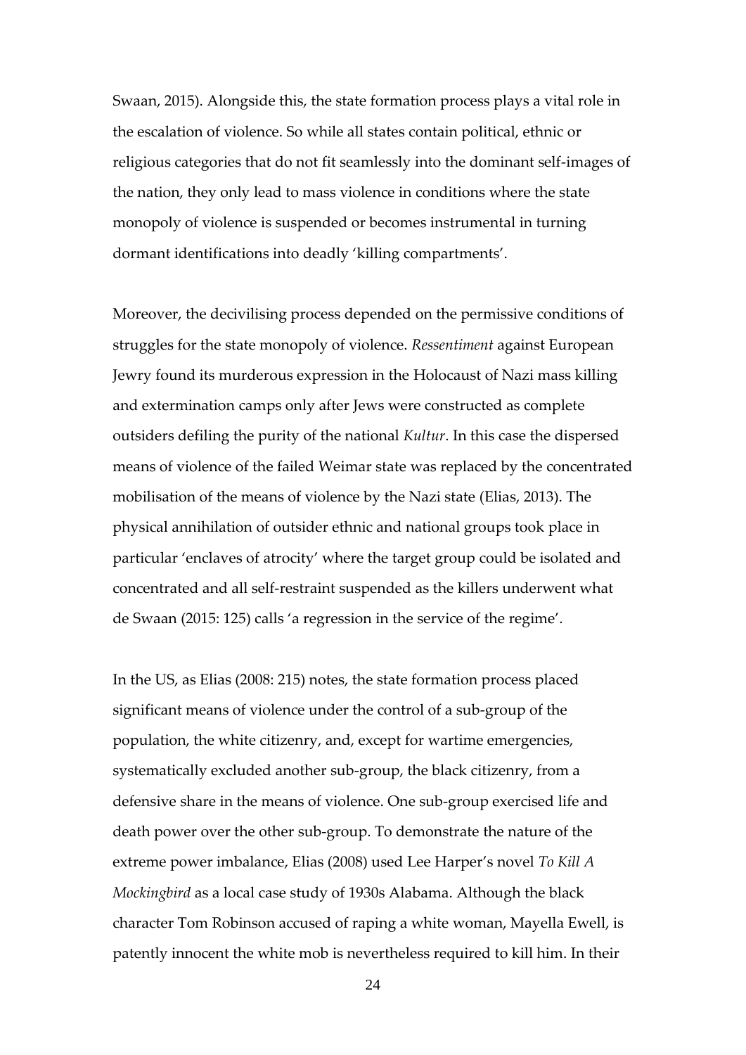Swaan, 2015). Alongside this, the state formation process plays a vital role in the escalation of violence. So while all states contain political, ethnic or religious categories that do not fit seamlessly into the dominant self-images of the nation, they only lead to mass violence in conditions where the state monopoly of violence is suspended or becomes instrumental in turning dormant identifications into deadly 'killing compartments'.

Moreover, the decivilising process depended on the permissive conditions of struggles for the state monopoly of violence. *Ressentiment* against European Jewry found its murderous expression in the Holocaust of Nazi mass killing and extermination camps only after Jews were constructed as complete outsiders defiling the purity of the national *Kultur*. In this case the dispersed means of violence of the failed Weimar state was replaced by the concentrated mobilisation of the means of violence by the Nazi state (Elias, 2013). The physical annihilation of outsider ethnic and national groups took place in particular 'enclaves of atrocity' where the target group could be isolated and concentrated and all self-restraint suspended as the killers underwent what de Swaan (2015: 125) calls 'a regression in the service of the regime'.

In the US, as Elias (2008: 215) notes, the state formation process placed significant means of violence under the control of a sub-group of the population, the white citizenry, and, except for wartime emergencies, systematically excluded another sub-group, the black citizenry, from a defensive share in the means of violence. One sub-group exercised life and death power over the other sub-group. To demonstrate the nature of the extreme power imbalance, Elias (2008) used Lee Harper's novel *To Kill A Mockingbird* as a local case study of 1930s Alabama. Although the black character Tom Robinson accused of raping a white woman, Mayella Ewell, is patently innocent the white mob is nevertheless required to kill him. In their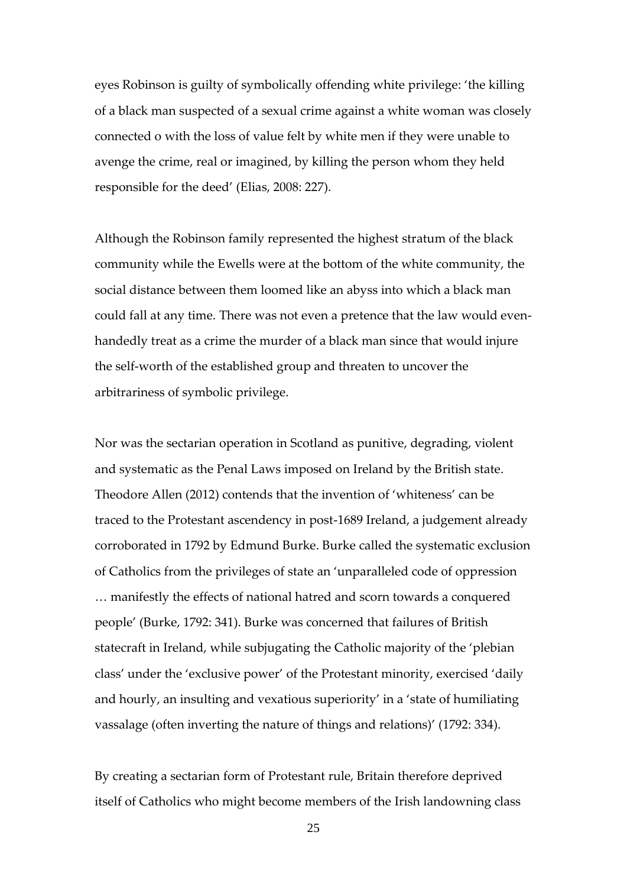eyes Robinson is guilty of symbolically offending white privilege: 'the killing of a black man suspected of a sexual crime against a white woman was closely connected o with the loss of value felt by white men if they were unable to avenge the crime, real or imagined, by killing the person whom they held responsible for the deed' (Elias, 2008: 227).

Although the Robinson family represented the highest stratum of the black community while the Ewells were at the bottom of the white community, the social distance between them loomed like an abyss into which a black man could fall at any time. There was not even a pretence that the law would even-handedly treat as a crime the murder of a black man since that would injure the self-worth of the established group and threaten to uncover the arbitrariness of symbolic privilege.

Nor was the sectarian operation in Scotland as punitive, degrading, violent and systematic as the Penal Laws imposed on Ireland by the British state. Theodore Allen (2012) contends that the invention of 'whiteness' can be traced to the Protestant ascendency in post-1689 Ireland, a judgement already corroborated in 1792 by Edmund Burke. Burke called the systematic exclusion of Catholics from the privileges of state an 'unparalleled code of oppression … manifestly the effects of national hatred and scorn towards a conquered people' (Burke, 1792: 341). Burke was concerned that failures of British statecraft in Ireland, while subjugating the Catholic majority of the 'plebian class' under the 'exclusive power' of the Protestant minority, exercised 'daily and hourly, an insulting and vexatious superiority' in a 'state of humiliating vassalage (often inverting the nature of things and relations)' (1792: 334).

By creating a sectarian form of Protestant rule, Britain therefore deprived itself of Catholics who might become members of the Irish landowning class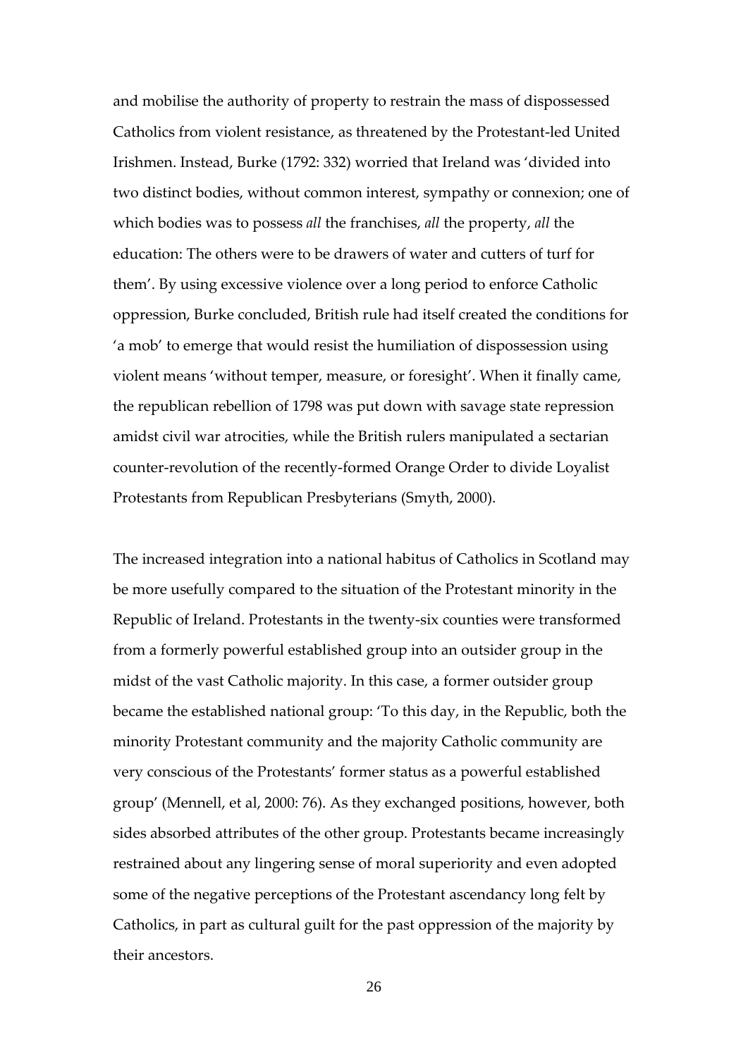and mobilise the authority of property to restrain the mass of dispossessed Catholics from violent resistance, as threatened by the Protestant-led United Irishmen. Instead, Burke (1792: 332) worried that Ireland was 'divided into two distinct bodies, without common interest, sympathy or connexion; one of which bodies was to possess *all* the franchises, *all* the property, *all* the education: The others were to be drawers of water and cutters of turf for them'. By using excessive violence over a long period to enforce Catholic oppression, Burke concluded, British rule had itself created the conditions for 'a mob' to emerge that would resist the humiliation of dispossession using violent means 'without temper, measure, or foresight'. When it finally came, the republican rebellion of 1798 was put down with savage state repression amidst civil war atrocities, while the British rulers manipulated a sectarian counter-revolution of the recently-formed Orange Order to divide Loyalist Protestants from Republican Presbyterians (Smyth, 2000).

The increased integration into a national habitus of Catholics in Scotland may be more usefully compared to the situation of the Protestant minority in the Republic of Ireland. Protestants in the twenty-six counties were transformed from a formerly powerful established group into an outsider group in the midst of the vast Catholic majority. In this case, a former outsider group became the established national group: 'To this day, in the Republic, both the minority Protestant community and the majority Catholic community are very conscious of the Protestants' former status as a powerful established group' (Mennell, et al, 2000: 76). As they exchanged positions, however, both sides absorbed attributes of the other group. Protestants became increasingly restrained about any lingering sense of moral superiority and even adopted some of the negative perceptions of the Protestant ascendancy long felt by Catholics, in part as cultural guilt for the past oppression of the majority by their ancestors.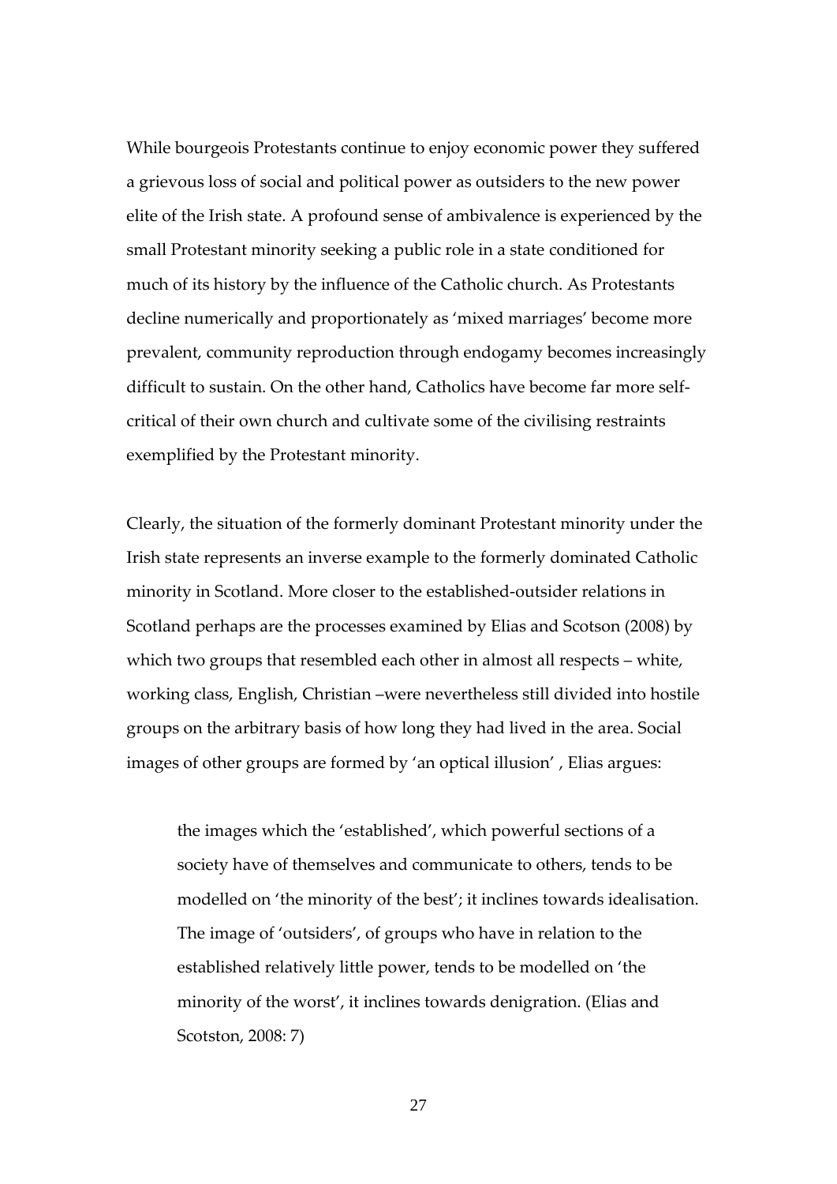While bourgeois Protestants continue to enjoy economic power they suffered a grievous loss of social and political power as outsiders to the new power elite of the Irish state. A profound sense of ambivalence is experienced by the small Protestant minority seeking a public role in a state conditioned for much of its history by the influence of the Catholic church. As Protestants decline numerically and proportionately as 'mixed marriages' become more prevalent, community reproduction through endogamy becomes increasingly difficult to sustain. On the other hand, Catholics have become far more self-critical of their own church and cultivate some of the civilising restraints exemplified by the Protestant minority.

Clearly, the situation of the formerly dominant Protestant minority under the Irish state represents an inverse example to the formerly dominated Catholic minority in Scotland. More closer to the established-outsider relations in Scotland perhaps are the processes examined by Elias and Scotson (2008) by which two groups that resembled each other in almost all respects – white, working class, English, Christian –were nevertheless still divided into hostile groups on the arbitrary basis of how long they had lived in the area. Social images of other groups are formed by 'an optical illusion' , Elias argues:

> the images which the 'established', which powerful sections of a society have of themselves and communicate to others, tends to be modelled on 'the minority of the best'; it inclines towards idealisation. The image of 'outsiders', of groups who have in relation to the established relatively little power, tends to be modelled on 'the minority of the worst', it inclines towards denigration. (Elias and Scotston, 2008: 7)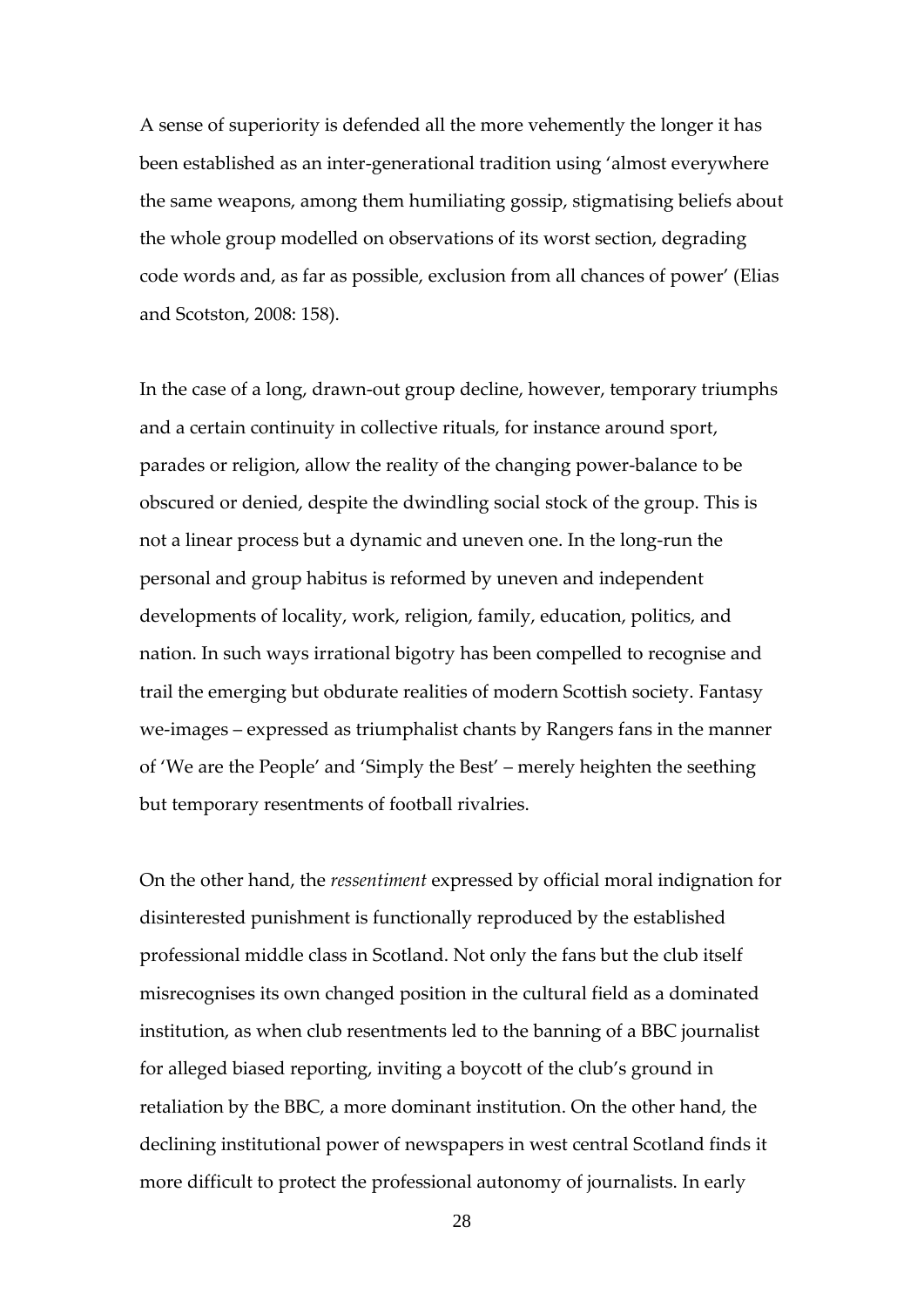A sense of superiority is defended all the more vehemently the longer it has been established as an inter-generational tradition using 'almost everywhere the same weapons, among them humiliating gossip, stigmatising beliefs about the whole group modelled on observations of its worst section, degrading code words and, as far as possible, exclusion from all chances of power' (Elias and Scotston, 2008: 158).

In the case of a long, drawn-out group decline, however, temporary triumphs and a certain continuity in collective rituals, for instance around sport, parades or religion, allow the reality of the changing power-balance to be obscured or denied, despite the dwindling social stock of the group. This is not a linear process but a dynamic and uneven one. In the long-run the personal and group habitus is reformed by uneven and independent developments of locality, work, religion, family, education, politics, and nation. In such ways irrational bigotry has been compelled to recognise and trail the emerging but obdurate realities of modern Scottish society. Fantasy we-images – expressed as triumphalist chants by Rangers fans in the manner of 'We are the People' and 'Simply the Best' – merely heighten the seething but temporary resentments of football rivalries.

On the other hand, the *ressentiment* expressed by official moral indignation for disinterested punishment is functionally reproduced by the established professional middle class in Scotland. Not only the fans but the club itself misrecognises its own changed position in the cultural field as a dominated institution, as when club resentments led to the banning of a BBC journalist for alleged biased reporting, inviting a boycott of the club's ground in retaliation by the BBC, a more dominant institution. On the other hand, the declining institutional power of newspapers in west central Scotland finds it more difficult to protect the professional autonomy of journalists. In early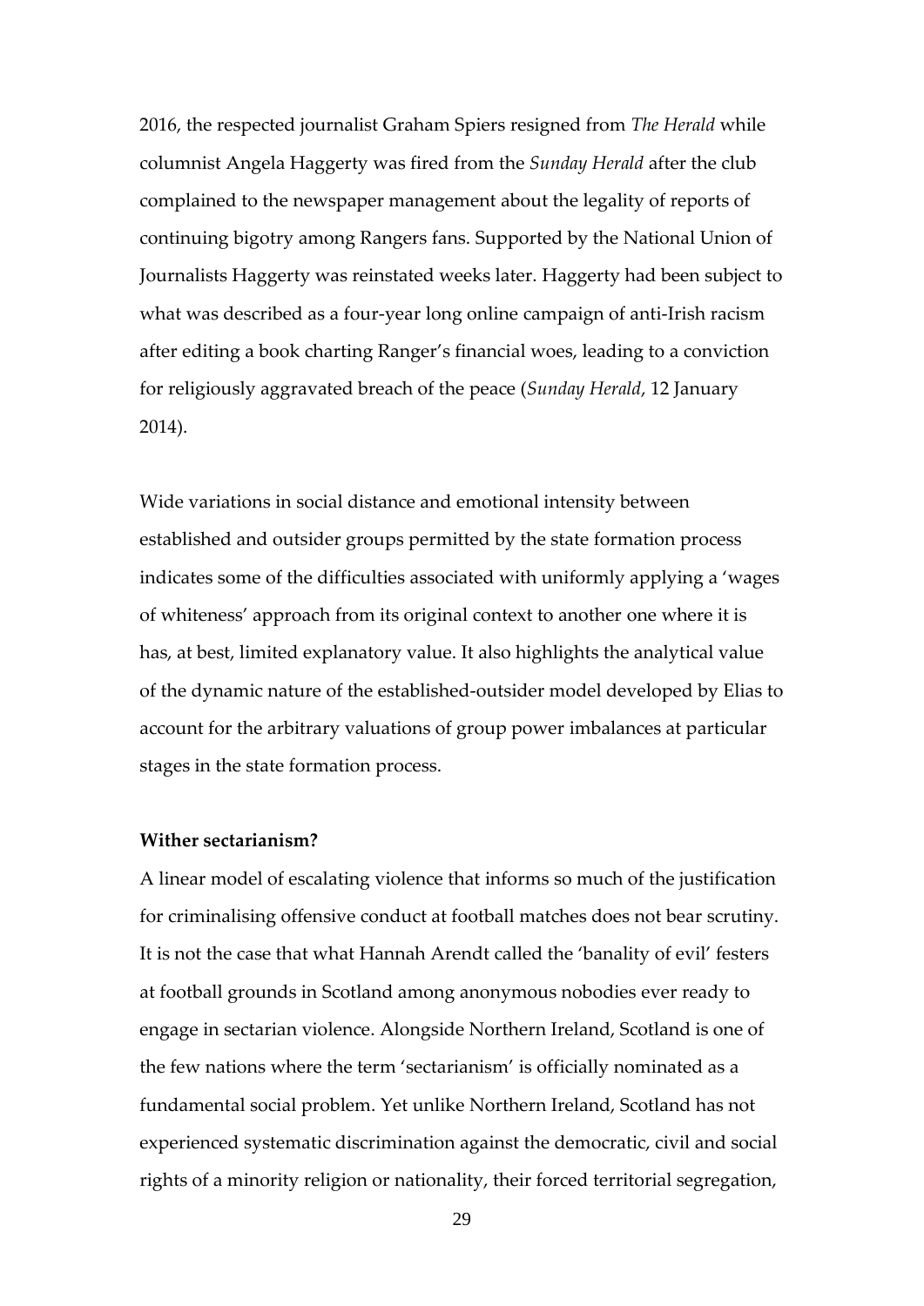2016, the respected journalist Graham Spiers resigned from *The Herald* while columnist Angela Haggerty was fired from the *Sunday Herald* after the club complained to the newspaper management about the legality of reports of continuing bigotry among Rangers fans. Supported by the National Union of Journalists Haggerty was reinstated weeks later. Haggerty had been subject to what was described as a four-year long online campaign of anti-Irish racism after editing a book charting Ranger's financial woes, leading to a conviction for religiously aggravated breach of the peace (*Sunday Herald*, 12 January 2014).

Wide variations in social distance and emotional intensity between established and outsider groups permitted by the state formation process indicates some of the difficulties associated with uniformly applying a 'wages of whiteness' approach from its original context to another one where it is has, at best, limited explanatory value. It also highlights the analytical value of the dynamic nature of the established-outsider model developed by Elias to account for the arbitrary valuations of group power imbalances at particular stages in the state formation process.

**Wither sectarianism?**

A linear model of escalating violence that informs so much of the justification for criminalising offensive conduct at football matches does not bear scrutiny. It is not the case that what Hannah Arendt called the 'banality of evil' festers at football grounds in Scotland among anonymous nobodies ever ready to engage in sectarian violence. Alongside Northern Ireland, Scotland is one of the few nations where the term 'sectarianism' is officially nominated as a fundamental social problem. Yet unlike Northern Ireland, Scotland has not experienced systematic discrimination against the democratic, civil and social rights of a minority religion or nationality, their forced territorial segregation,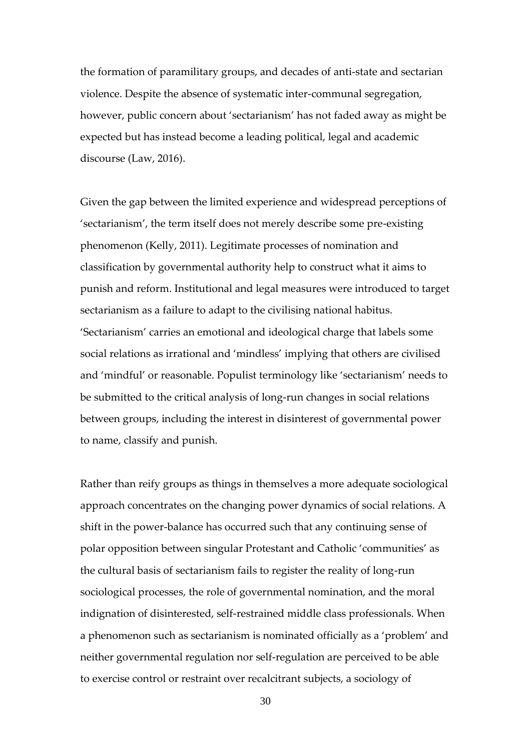the formation of paramilitary groups, and decades of anti-state and sectarian violence. Despite the absence of systematic inter-communal segregation, however, public concern about 'sectarianism' has not faded away as might be expected but has instead become a leading political, legal and academic discourse (Law, 2016).

Given the gap between the limited experience and widespread perceptions of 'sectarianism', the term itself does not merely describe some pre-existing phenomenon (Kelly, 2011). Legitimate processes of nomination and classification by governmental authority help to construct what it aims to punish and reform. Institutional and legal measures were introduced to target sectarianism as a failure to adapt to the civilising national habitus. 'Sectarianism' carries an emotional and ideological charge that labels some social relations as irrational and 'mindless' implying that others are civilised and 'mindful' or reasonable. Populist terminology like 'sectarianism' needs to be submitted to the critical analysis of long-run changes in social relations between groups, including the interest in disinterest of governmental power to name, classify and punish.

Rather than reify groups as things in themselves a more adequate sociological approach concentrates on the changing power dynamics of social relations. A shift in the power-balance has occurred such that any continuing sense of polar opposition between singular Protestant and Catholic 'communities' as the cultural basis of sectarianism fails to register the reality of long-run sociological processes, the role of governmental nomination, and the moral indignation of disinterested, self-restrained middle class professionals. When a phenomenon such as sectarianism is nominated officially as a 'problem' and neither governmental regulation nor self-regulation are perceived to be able to exercise control or restraint over recalcitrant subjects, a sociology of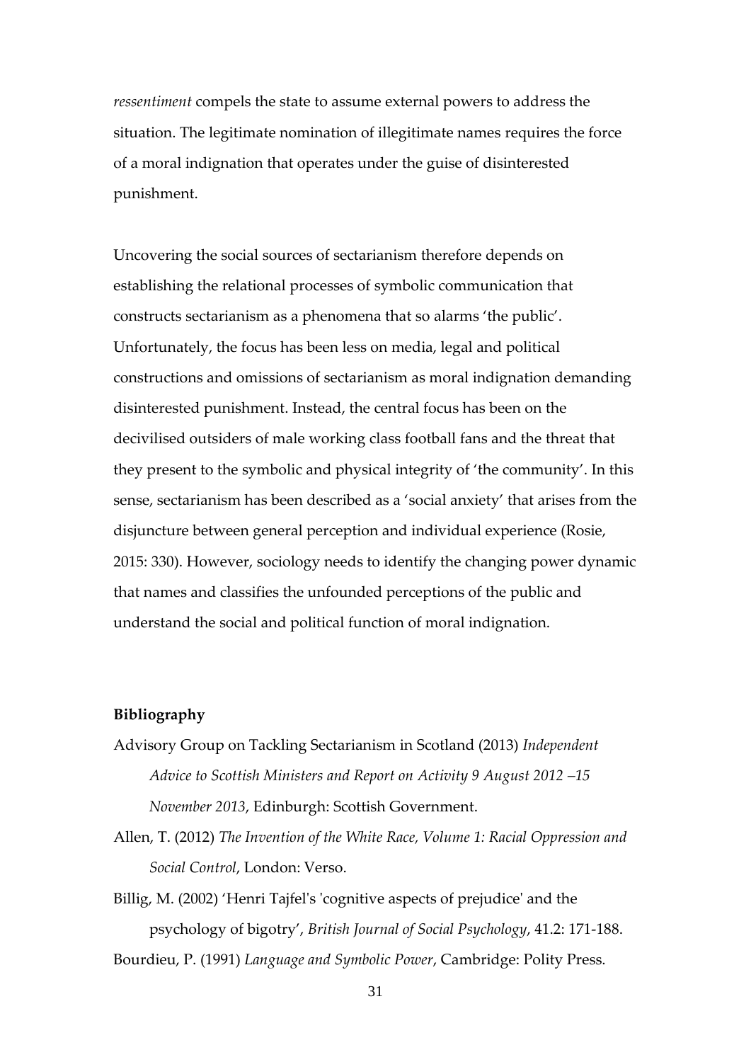*ressentiment* compels the state to assume external powers to address the situation. The legitimate nomination of illegitimate names requires the force of a moral indignation that operates under the guise of disinterested punishment.

Uncovering the social sources of sectarianism therefore depends on establishing the relational processes of symbolic communication that constructs sectarianism as a phenomena that so alarms 'the public'. Unfortunately, the focus has been less on media, legal and political constructions and omissions of sectarianism as moral indignation demanding disinterested punishment. Instead, the central focus has been on the decivilised outsiders of male working class football fans and the threat that they present to the symbolic and physical integrity of 'the community'. In this sense, sectarianism has been described as a 'social anxiety' that arises from the disjuncture between general perception and individual experience (Rosie, 2015: 330). However, sociology needs to identify the changing power dynamic that names and classifies the unfounded perceptions of the public and understand the social and political function of moral indignation.

**Bibliography**

Advisory Group on Tackling Sectarianism in Scotland (2013) *Independent Advice to Scottish Ministers and Report on Activity 9 August 2012 –15 November 2013*, Edinburgh: Scottish Government.

Allen, T. (2012) *The Invention of the White Race, Volume 1: Racial Oppression and Social Control*, London: Verso.

Billig, M. (2002) 'Henri Tajfel's 'cognitive aspects of prejudice' and the psychology of bigotry', *British Journal of Social Psychology*, 41.2: 171-188.

Bourdieu, P. (1991) *Language and Symbolic Power*, Cambridge: Polity Press.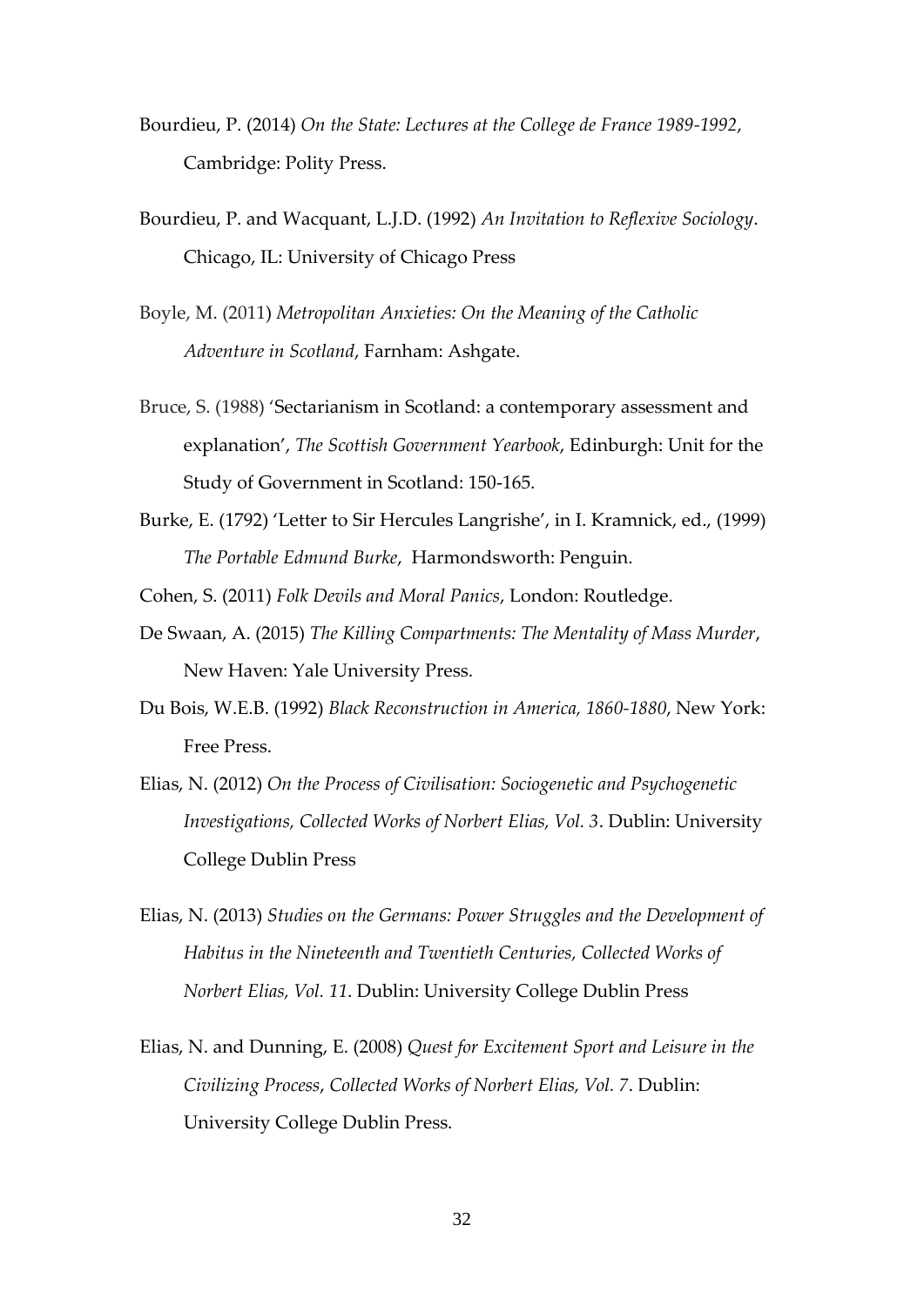Bourdieu, P. (2014) *On the State: Lectures at the College de France 1989-1992*, Cambridge: Polity Press.

Bourdieu, P. and Wacquant, L.J.D. (1992) *An Invitation to Reflexive Sociology*. Chicago, IL: University of Chicago Press

Boyle, M. (2011) *Metropolitan Anxieties: On the Meaning of the Catholic Adventure in Scotland*, Farnham: Ashgate.

Bruce, S. (1988) 'Sectarianism in Scotland: a contemporary assessment and explanation', *The Scottish Government Yearbook*, Edinburgh: Unit for the Study of Government in Scotland: 150-165.

Burke, E. (1792) 'Letter to Sir Hercules Langrishe', in I. Kramnick, ed., (1999) *The Portable Edmund Burke*, Harmondsworth: Penguin.

Cohen, S. (2011) *Folk Devils and Moral Panics*, London: Routledge.

De Swaan, A. (2015) *The Killing Compartments: The Mentality of Mass Murder*, New Haven: Yale University Press.

Du Bois, W.E.B. (1992) *Black Reconstruction in America, 1860-1880*, New York: Free Press.

Elias, N. (2012) *On the Process of Civilisation: Sociogenetic and Psychogenetic Investigations, Collected Works of Norbert Elias, Vol. 3*. Dublin: University College Dublin Press

Elias, N. (2013) *Studies on the Germans: Power Struggles and the Development of Habitus in the Nineteenth and Twentieth Centuries, Collected Works of Norbert Elias, Vol. 11*. Dublin: University College Dublin Press

Elias, N. and Dunning, E. (2008) *Quest for Excitement Sport and Leisure in the Civilizing Process*, *Collected Works of Norbert Elias, Vol. 7*. Dublin: University College Dublin Press.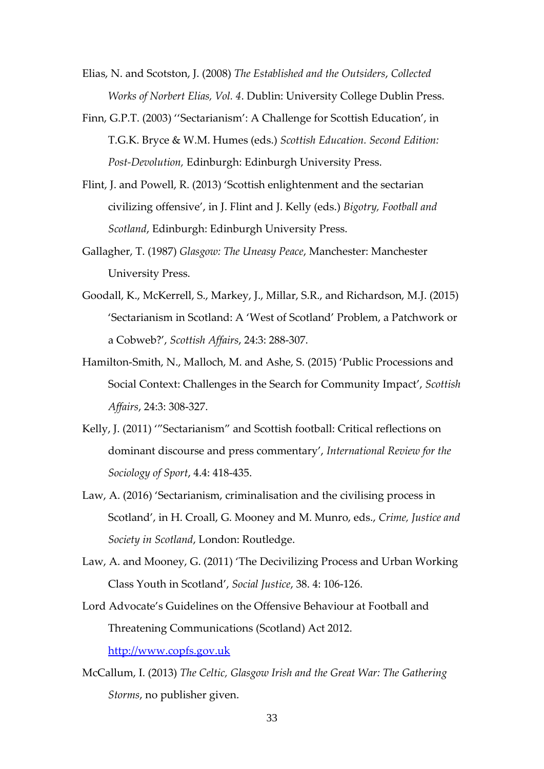Elias, N. and Scotston, J. (2008) *The Established and the Outsiders*, *Collected Works of Norbert Elias, Vol. 4*. Dublin: University College Dublin Press.

Finn, G.P.T. (2003) ''Sectarianism': A Challenge for Scottish Education', in T.G.K. Bryce & W.M. Humes (eds.) *Scottish Education. Second Edition: Post-Devolution,* Edinburgh: Edinburgh University Press.

Flint, J. and Powell, R. (2013) 'Scottish enlightenment and the sectarian civilizing offensive', in J. Flint and J. Kelly (eds.) *Bigotry, Football and Scotland*, Edinburgh: Edinburgh University Press.

Gallagher, T. (1987) *Glasgow: The Uneasy Peace*, Manchester: Manchester University Press.

Goodall, K., McKerrell, S., Markey, J., Millar, S.R., and Richardson, M.J. (2015) 'Sectarianism in Scotland: A 'West of Scotland' Problem, a Patchwork or a Cobweb?', *Scottish Affairs*, 24:3: 288-307.

Hamilton-Smith, N., Malloch, M. and Ashe, S. (2015) 'Public Processions and Social Context: Challenges in the Search for Community Impact', *Scottish Affairs*, 24:3: 308-327.

Kelly, J. (2011) '"Sectarianism" and Scottish football: Critical reflections on dominant discourse and press commentary', *International Review for the Sociology of Sport*, 4.4: 418-435.

Law, A. (2016) 'Sectarianism, criminalisation and the civilising process in Scotland', in H. Croall, G. Mooney and M. Munro, eds., *Crime, Justice and Society in Scotland*, London: Routledge.

Law, A. and Mooney, G. (2011) 'The Decivilizing Process and Urban Working Class Youth in Scotland', *Social Justice*, 38. 4: 106-126.

Lord Advocate's Guidelines on the Offensive Behaviour at Football and Threatening Communications (Scotland) Act 2012. http://www.copfs.gov.uk

McCallum, I. (2013) *The Celtic, Glasgow Irish and the Great War: The Gathering Storms*, no publisher given.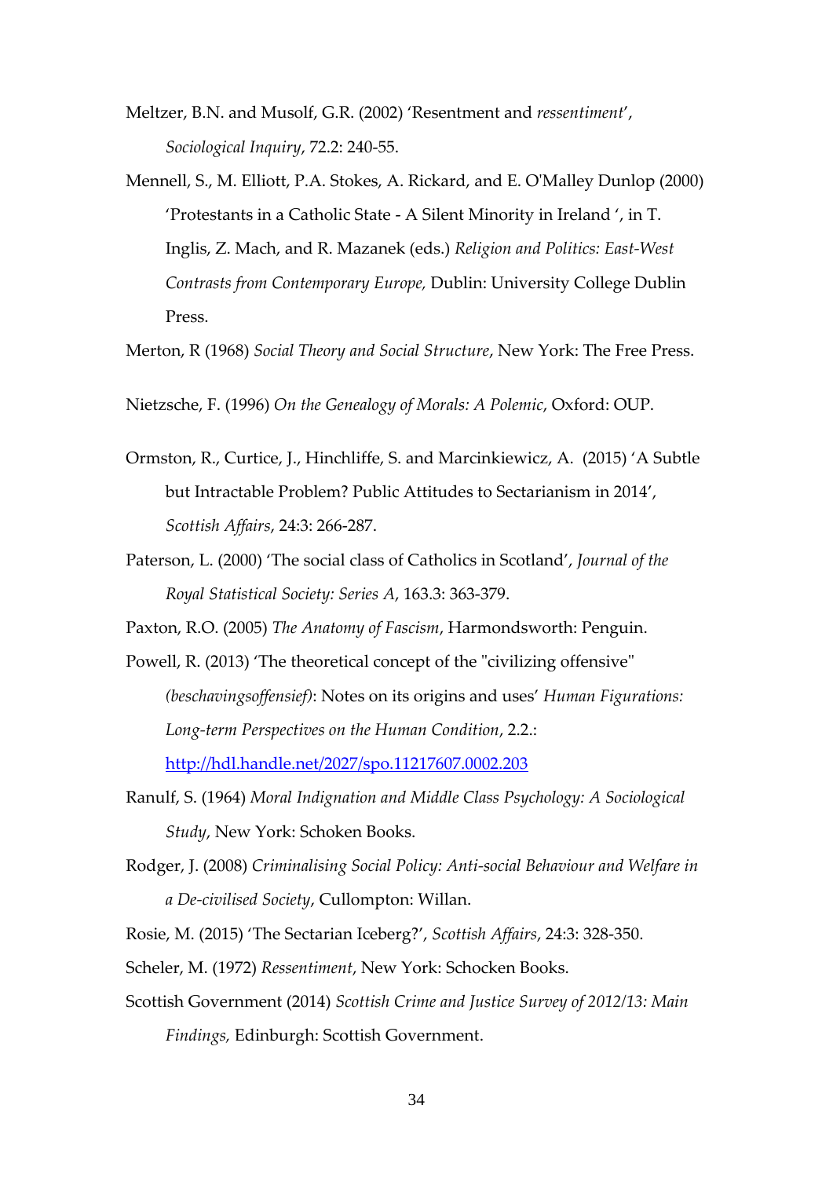Meltzer, B.N. and Musolf, G.R. (2002) 'Resentment and *ressentiment*', *Sociological Inquiry*, 72.2: 240-55.

Mennell, S., M. Elliott, P.A. Stokes, A. Rickard, and E. O'Malley Dunlop (2000) 'Protestants in a Catholic State - A Silent Minority in Ireland ', in T. Inglis, Z. Mach, and R. Mazanek (eds.) *Religion and Politics: East-West Contrasts from Contemporary Europe,* Dublin: University College Dublin Press.

Merton, R (1968) *Social Theory and Social Structure*, New York: The Free Press.

Nietzsche, F. (1996) *On the Genealogy of Morals: A Polemic*, Oxford: OUP.

Ormston, R., Curtice, J., Hinchliffe, S. and Marcinkiewicz, A. (2015) 'A Subtle but Intractable Problem? Public Attitudes to Sectarianism in 2014', *Scottish Affairs*, 24:3: 266-287.

Paterson, L. (2000) 'The social class of Catholics in Scotland', *Journal of the Royal Statistical Society: Series A*, 163.3: 363-379.

Paxton, R.O. (2005) *The Anatomy of Fascism*, Harmondsworth: Penguin.

Powell, R. (2013) 'The theoretical concept of the "civilizing offensive" *(beschavingsoffensief)*: Notes on its origins and uses' *Human Figurations: Long-term Perspectives on the Human Condition*, 2.2.: http://hdl.handle.net/2027/spo.11217607.0002.203

Ranulf, S. (1964) *Moral Indignation and Middle Class Psychology: A Sociological Study*, New York: Schoken Books.

Rodger, J. (2008) *Criminalising Social Policy: Anti-social Behaviour and Welfare in a De-civilised Society*, Cullompton: Willan.

Rosie, M. (2015) 'The Sectarian Iceberg?', *Scottish Affairs*, 24:3: 328-350.

Scheler, M. (1972) *Ressentiment*, New York: Schocken Books.

Scottish Government (2014) *Scottish Crime and Justice Survey of 2012/13: Main Findings,* Edinburgh: Scottish Government.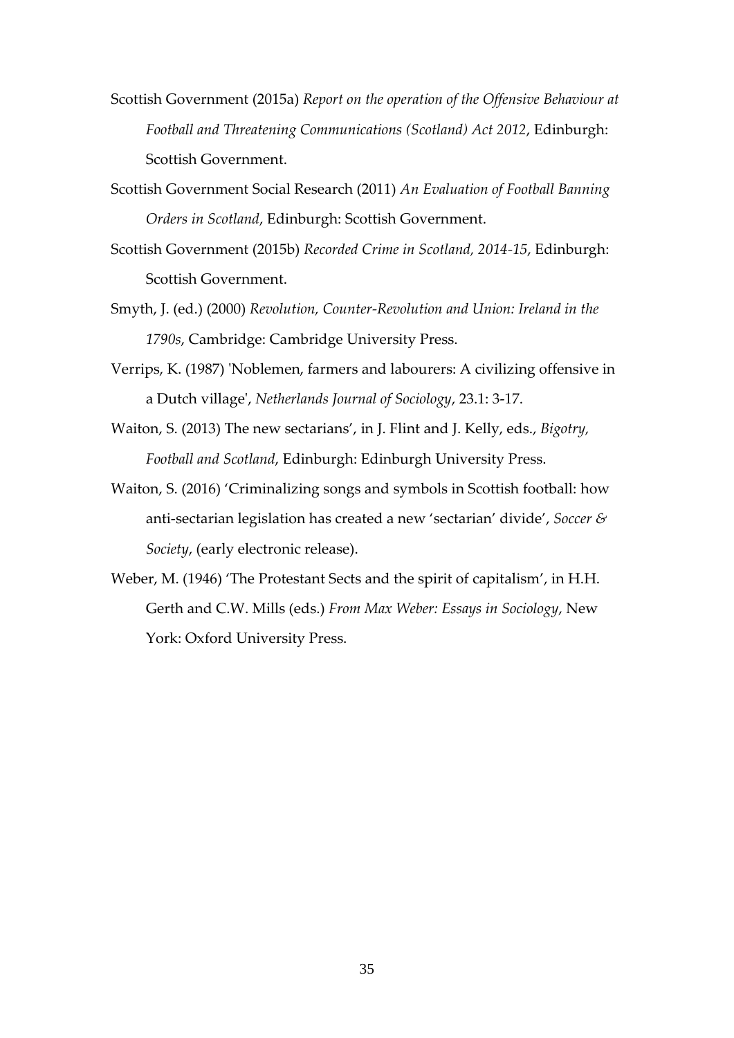Scottish Government (2015a) *Report on the operation of the Offensive Behaviour at Football and Threatening Communications (Scotland) Act 2012*, Edinburgh: Scottish Government.

Scottish Government Social Research (2011) *An Evaluation of Football Banning Orders in Scotland*, Edinburgh: Scottish Government.

Scottish Government (2015b) *Recorded Crime in Scotland, 2014-15*, Edinburgh: Scottish Government.

Smyth, J. (ed.) (2000) *Revolution, Counter-Revolution and Union: Ireland in the 1790s*, Cambridge: Cambridge University Press.

Verrips, K. (1987) 'Noblemen, farmers and labourers: A civilizing offensive in a Dutch village', *Netherlands Journal of Sociology*, 23.1: 3-17.

Waiton, S. (2013) The new sectarians', in J. Flint and J. Kelly, eds., *Bigotry, Football and Scotland*, Edinburgh: Edinburgh University Press.

Waiton, S. (2016) 'Criminalizing songs and symbols in Scottish football: how anti-sectarian legislation has created a new 'sectarian' divide', *Soccer & Society*, (early electronic release).

Weber, M. (1946) 'The Protestant Sects and the spirit of capitalism', in H.H. Gerth and C.W. Mills (eds.) *From Max Weber: Essays in Sociology*, New York: Oxford University Press.